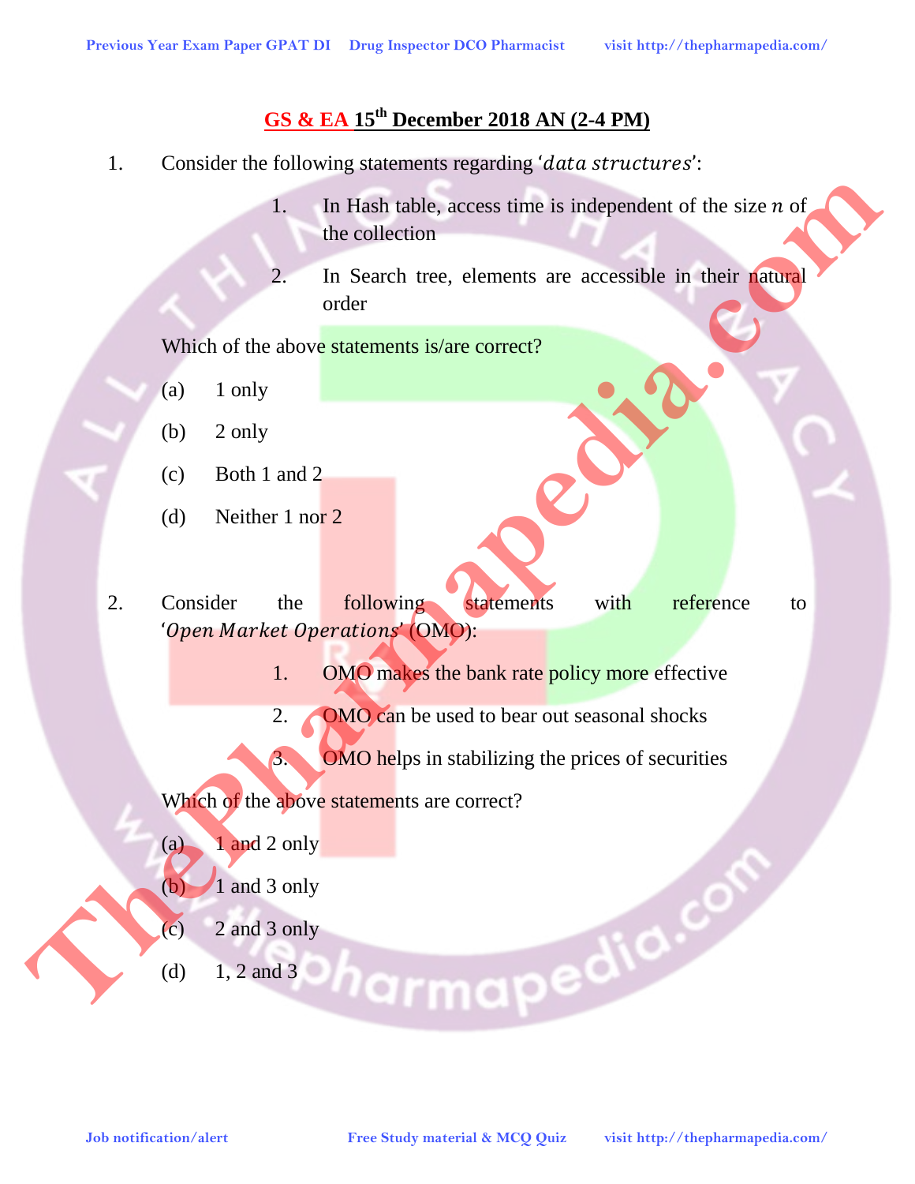## GS & EA 15th December 2018 AN (2-4 PM)

1. Consider the following statements regarding '*data structures*':

   1. In Hash table, access time is independent of the size $n$ of the collection
   2. In Search tree, elements are accessible in their natural order

   Which of the above statements is/are correct?

   (a) 1 only

   (b) 2 only

   (c) Both 1 and 2

   (d) Neither 1 nor 2

2. Consider the following statements with reference to '*Open Market Operations*' (OMO):

   1. OMO makes the bank rate policy more effective
   2. OMO can be used to bear out seasonal shocks
   3. OMO helps in stabilizing the prices of securities

   Which of the above statements are correct?

   (a) 1 and 2 only

   (b) 1 and 3 only

   (c) 2 and 3 only

   (d) 1, 2 and 3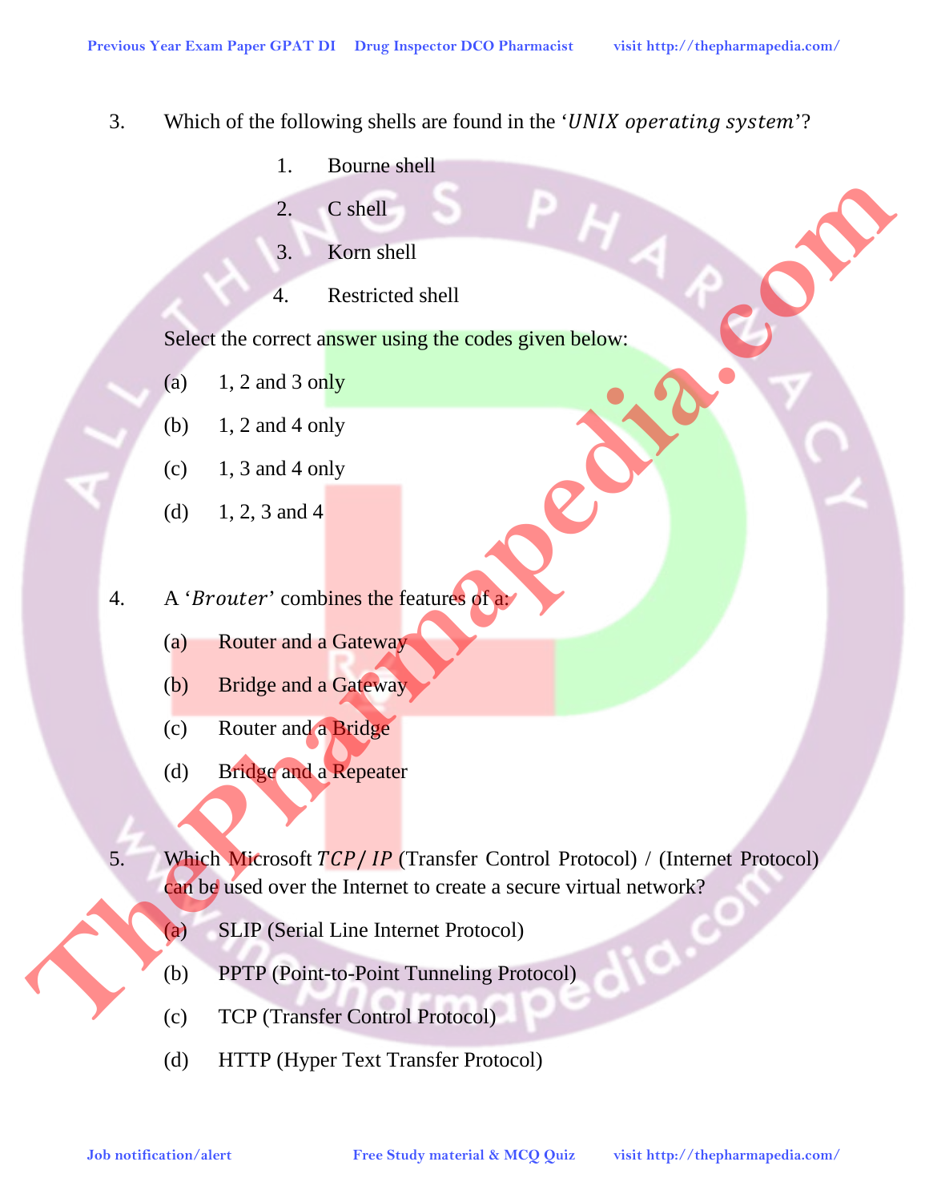3. Which of the following shells are found in the '*UNIX operating system*'?

   1. Bourne shell
   2. C shell
   3. Korn shell
   4. Restricted shell

   Select the correct answer using the codes given below:

   (a) 1, 2 and 3 only

   (b) 1, 2 and 4 only

   (c) 1, 3 and 4 only

   (d) 1, 2, 3 and 4

4. A '*Brouter*' combines the features of a:

   (a) Router and a Gateway

   (b) Bridge and a Gateway

   (c) Router and a Bridge

   (d) Bridge and a Repeater

5. Which Microsoft *TCP*/ *IP* (Transfer Control Protocol) / (Internet Protocol) can be used over the Internet to create a secure virtual network?

   (a) SLIP (Serial Line Internet Protocol)

   (b) PPTP (Point-to-Point Tunneling Protocol)

   (c) TCP (Transfer Control Protocol)

   (d) HTTP (Hyper Text Transfer Protocol)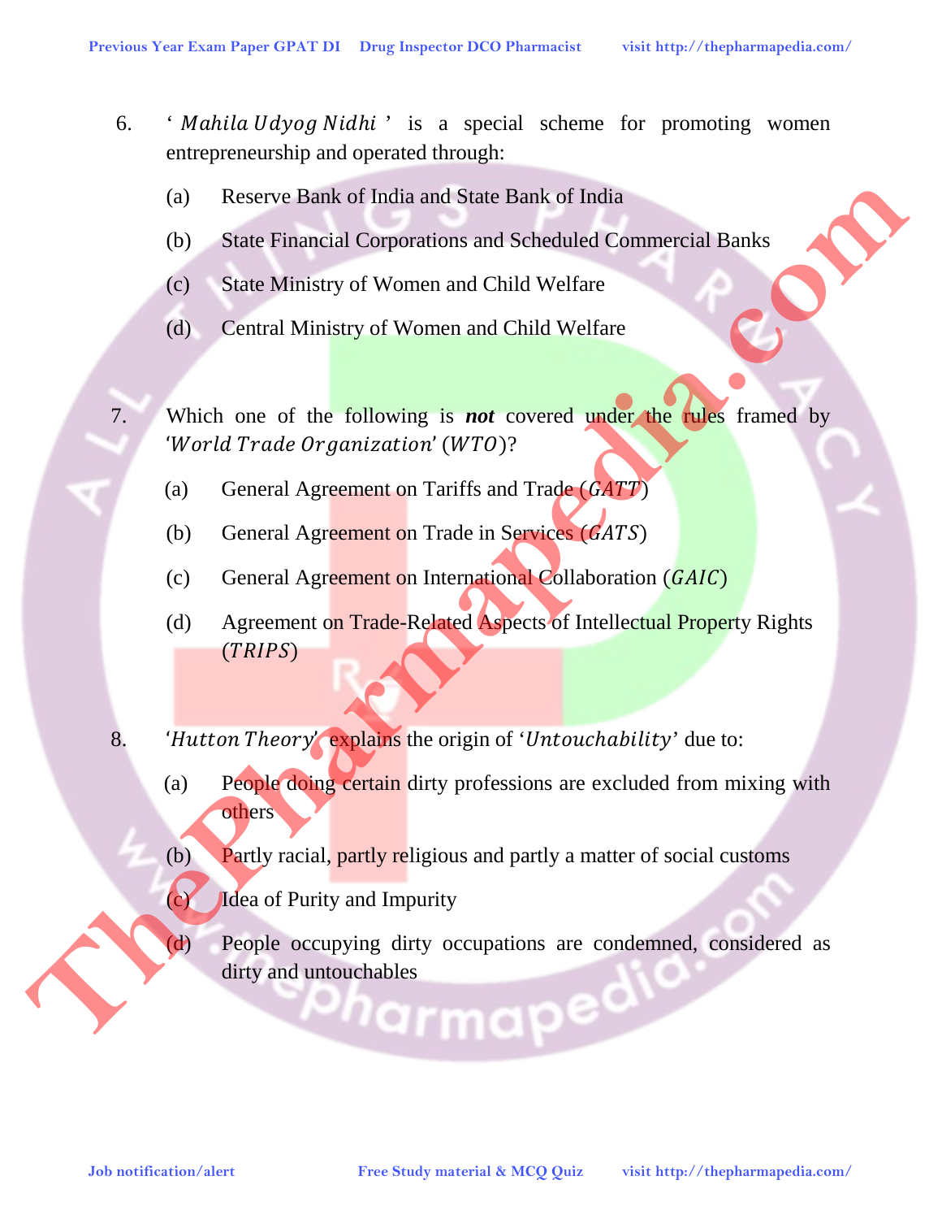6. '*Mahila Udyog Nidhi*' is a special scheme for promoting women entrepreneurship and operated through:

   (a) Reserve Bank of India and State Bank of India

   (b) State Financial Corporations and Scheduled Commercial Banks

   (c) State Ministry of Women and Child Welfare

   (d) Central Ministry of Women and Child Welfare

7. Which one of the following is ***not*** covered under the rules framed by '*World Trade Organization*' (*WTO*)?

   (a) General Agreement on Tariffs and Trade (*GATT*)

   (b) General Agreement on Trade in Services (*GATS*)

   (c) General Agreement on International Collaboration (*GAIC*)

   (d) Agreement on Trade-Related Aspects of Intellectual Property Rights (*TRIPS*)

8. '*Hutton Theory*' explains the origin of '*Untouchability*' due to:

   (a) People doing certain dirty professions are excluded from mixing with others

   (b) Partly racial, partly religious and partly a matter of social customs

   (c) Idea of Purity and Impurity

   (d) People occupying dirty occupations are condemned, considered as dirty and untouchables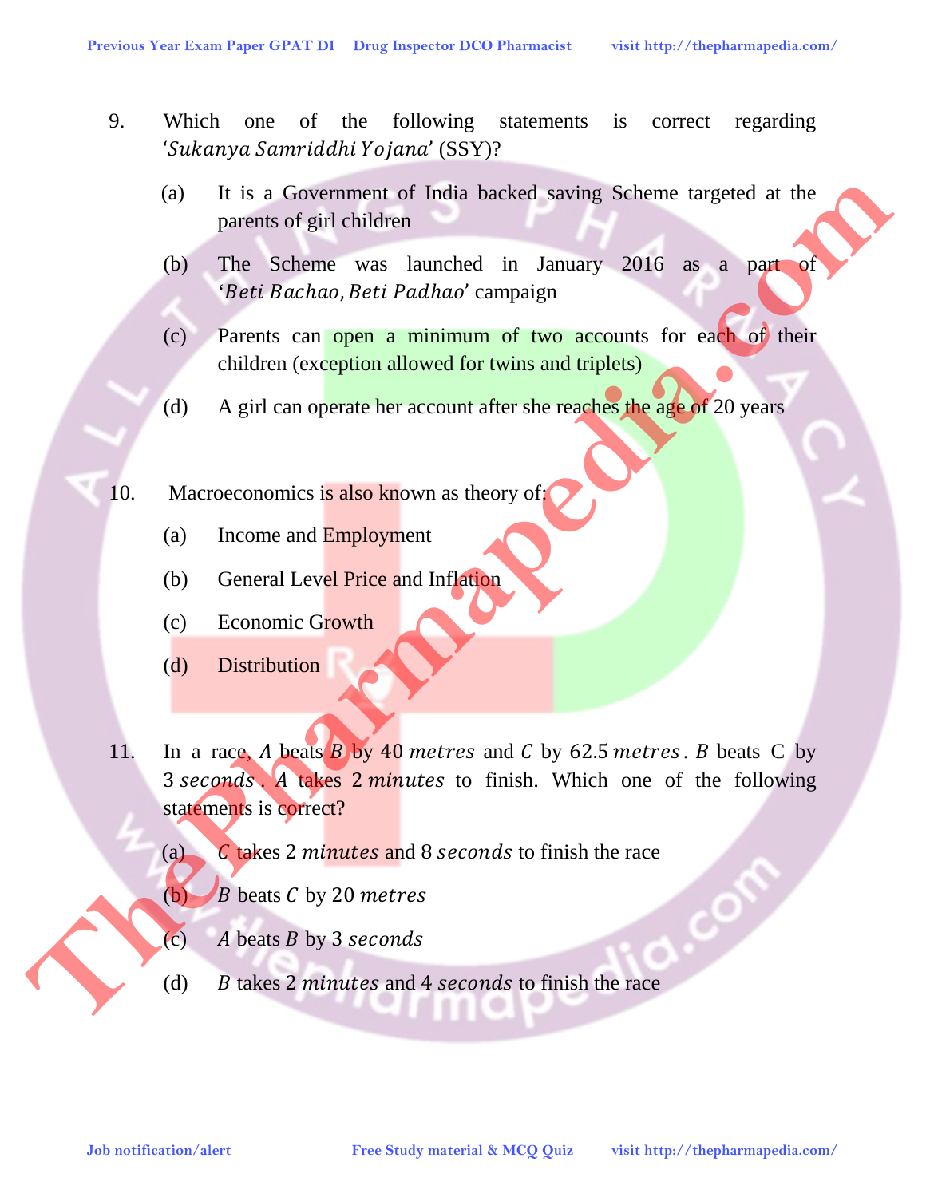9. Which one of the following statements is correct regarding '*Sukanya Samriddhi Yojana*' (SSY)?

   (a) It is a Government of India backed saving Scheme targeted at the parents of girl children

   (b) The Scheme was launched in January 2016 as a part of '*Beti Bachao, Beti Padhao*' campaign

   (c) Parents can open a minimum of two accounts for each of their children (exception allowed for twins and triplets)

   (d) A girl can operate her account after she reaches the age of 20 years

10. Macroeconomics is also known as theory of:

    (a) Income and Employment

    (b) General Level Price and Inflation

    (c) Economic Growth

    (d) Distribution

11. In a race, $A$ beats $B$ by $40$ $metres$ and $C$ by $62.5$ $metres$. $B$ beats C by $3$ $seconds$. $A$ takes $2$ $minutes$ to finish. Which one of the following statements is correct?

    (a) $C$ takes $2$ $minutes$ and $8$ $seconds$ to finish the race

    (b) $B$ beats $C$ by $20$ $metres$

    (c) $A$ beats $B$ by $3$ $seconds$

    (d) $B$ takes $2$ $minutes$ and $4$ $seconds$ to finish the race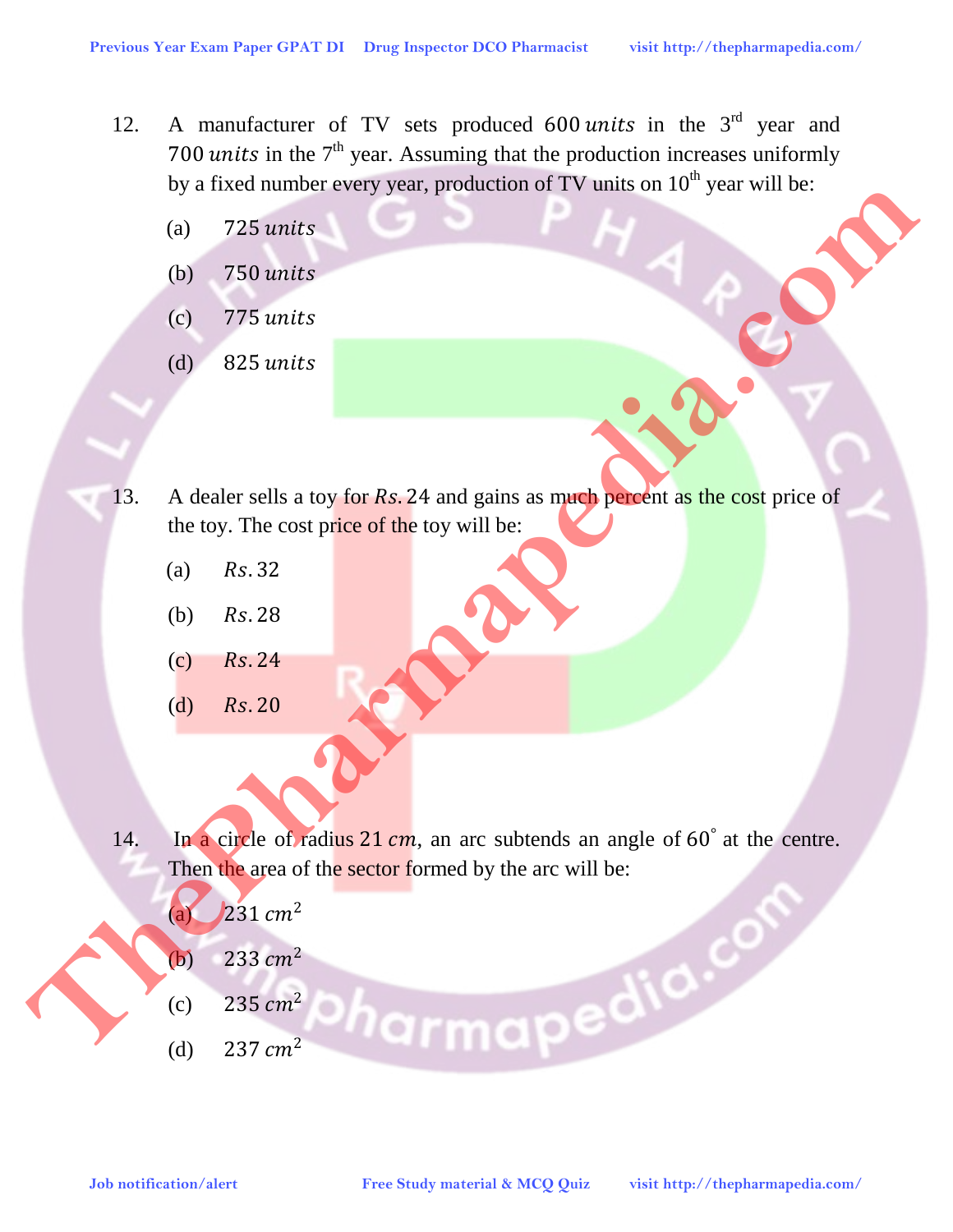12. A manufacturer of TV sets produced $600\,units$ in the 3rd year and $700\,units$ in the 7th year. Assuming that the production increases uniformly by a fixed number every year, production of TV units on 10th year will be:

    (a) $725\,units$

    (b) $750\,units$

    (c) $775\,units$

    (d) $825\,units$

13. A dealer sells a toy for $Rs.\,24$ and gains as much percent as the cost price of the toy. The cost price of the toy will be:

    (a) $Rs.\,32$

    (b) $Rs.\,28$

    (c) $Rs.\,24$

    (d) $Rs.\,20$

14. In a circle of radius $21\,cm$, an arc subtends an angle of $60^\circ$ at the centre. Then the area of the sector formed by the arc will be:

    (a) $231\,cm^2$

    (b) $233\,cm^2$

    (c) $235\,cm^2$

    (d) $237\,cm^2$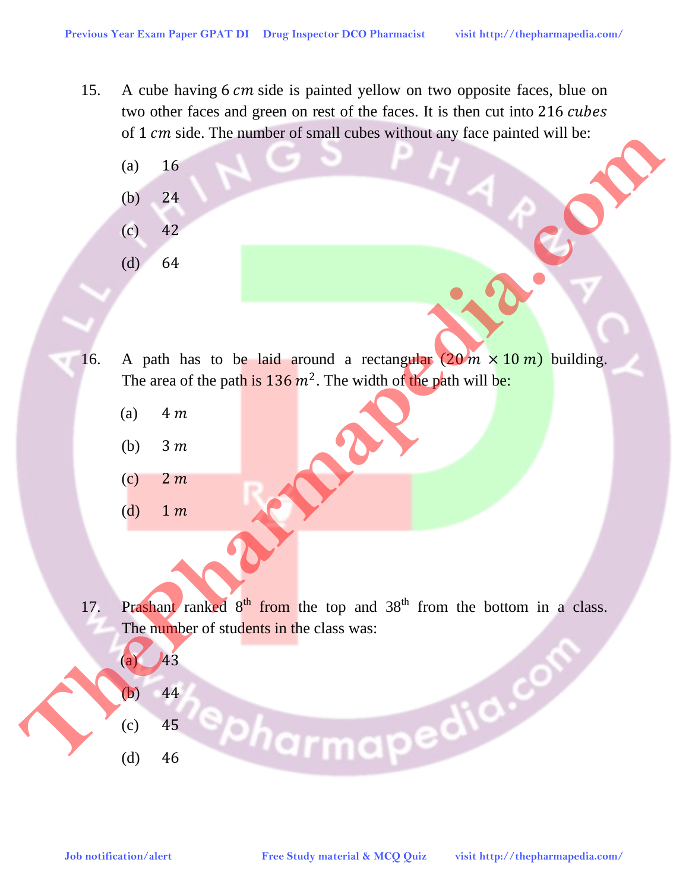15. A cube having 6 $cm$ side is painted yellow on two opposite faces, blue on two other faces and green on rest of the faces. It is then cut into 216 $cubes$ of 1 $cm$ side. The number of small cubes without any face painted will be:

    (a) 16

    (b) 24

    (c) 42

    (d) 64

16. A path has to be laid around a rectangular $(20\,m \times 10\,m)$ building. The area of the path is $136\,m^2$. The width of the path will be:

    (a) 4 $m$

    (b) 3 $m$

    (c) 2 $m$

    (d) 1 $m$

17. Prashant ranked 8th from the top and 38th from the bottom in a class. The number of students in the class was:

    (a) 43

    (b) 44

    (c) 45

    (d) 46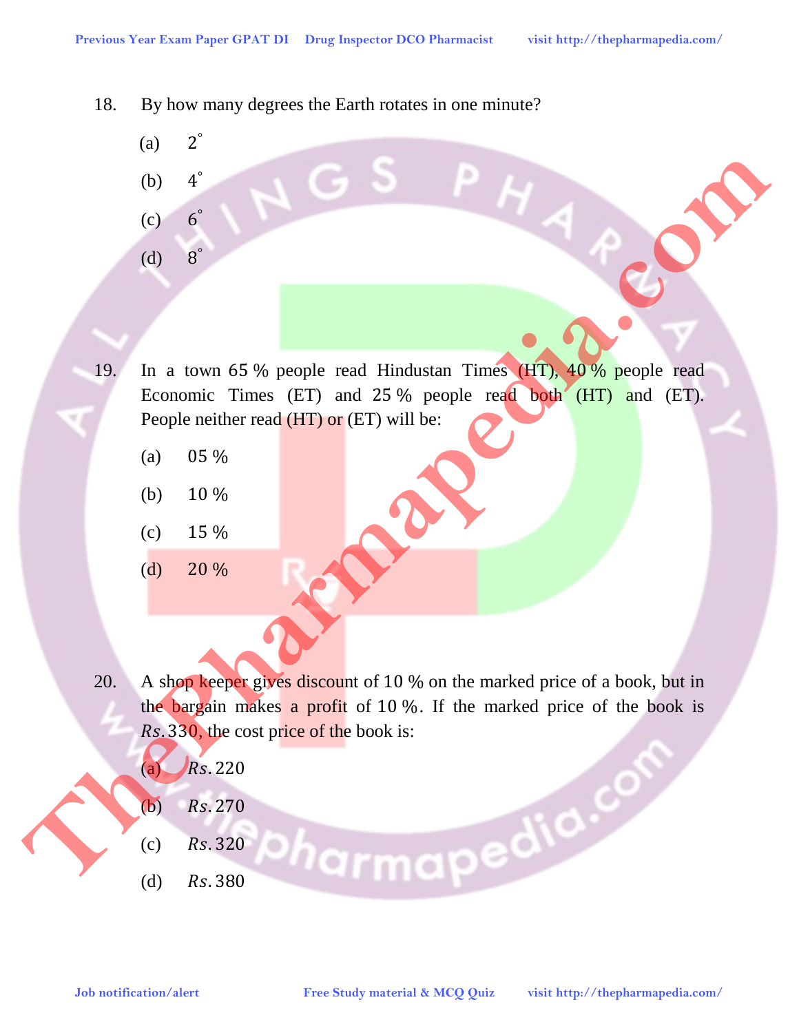18. By how many degrees the Earth rotates in one minute?

   (a) $2^{\circ}$

   (b) $4^{\circ}$

   (c) $6^{\circ}$

   (d) $8^{\circ}$

19. In a town 65 % people read Hindustan Times (HT), 40 % people read Economic Times (ET) and 25 % people read both (HT) and (ET). People neither read (HT) or (ET) will be:

   (a) 05 %

   (b) 10 %

   (c) 15 %

   (d) 20 %

20. A shop keeper gives discount of 10 % on the marked price of a book, but in the bargain makes a profit of 10 %. If the marked price of the book is $Rs. 330$, the cost price of the book is:

   (a) $Rs. 220$

   (b) $Rs. 270$

   (c) $Rs. 320$

   (d) $Rs. 380$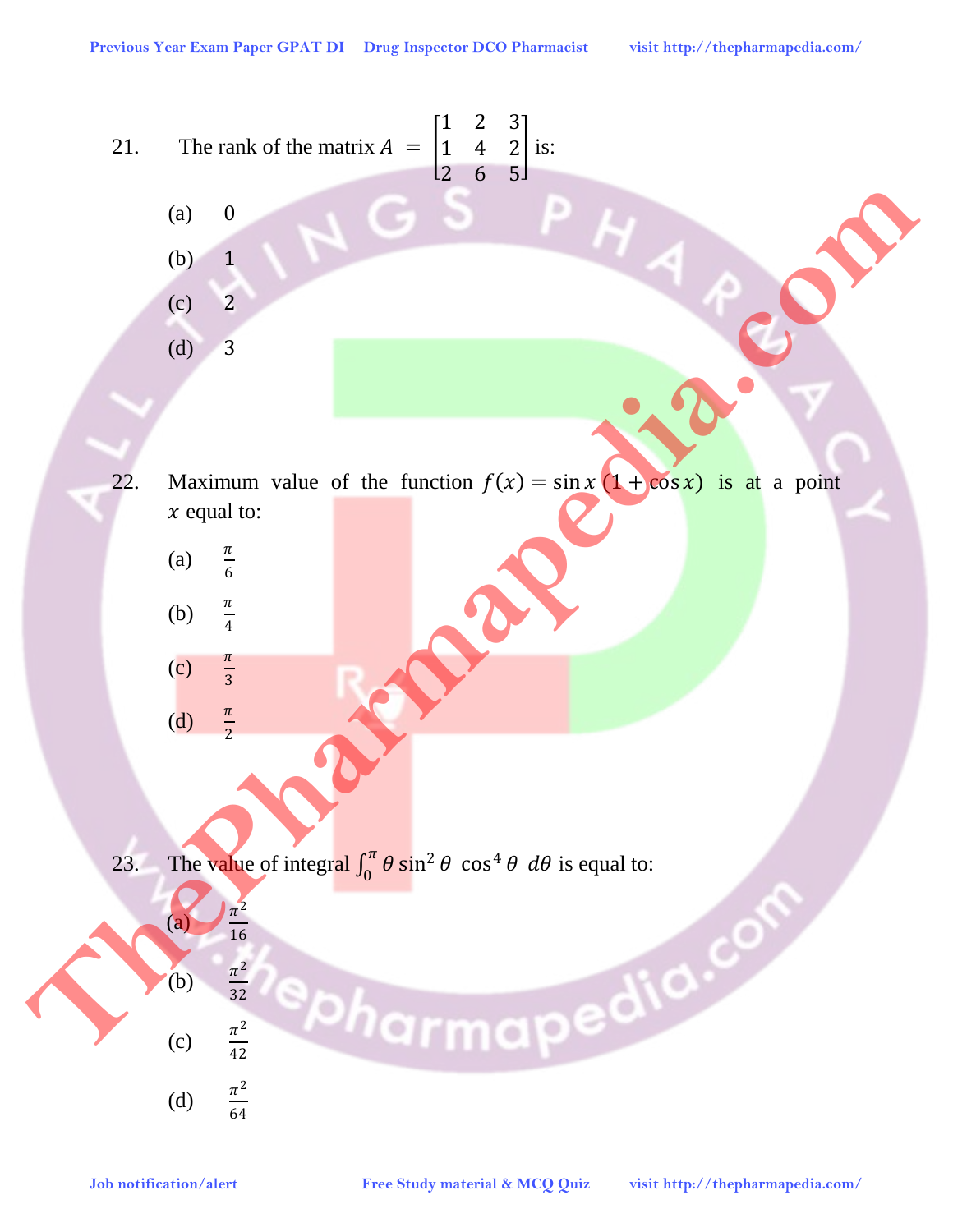21. The rank of the matrix $A = \begin{bmatrix} 1 & 2 & 3 \\ 1 & 4 & 2 \\ 2 & 6 & 5 \end{bmatrix}$ is:

(a) 0

(b) 1

(c) 2

(d) 3

22. Maximum value of the function $f(x) = \sin x\,(1 + \cos x)$ is at a point $x$ equal to:

(a) $\frac{\pi}{6}$

(b) $\frac{\pi}{4}$

(c) $\frac{\pi}{3}$

(d) $\frac{\pi}{2}$

23. The value of integral $\int_0^\pi \theta \sin^2 \theta \, \cos^4 \theta \, d\theta$ is equal to:

(a) $\frac{\pi^2}{16}$

(b) $\frac{\pi^2}{32}$

(c) $\frac{\pi^2}{42}$

(d) $\frac{\pi^2}{64}$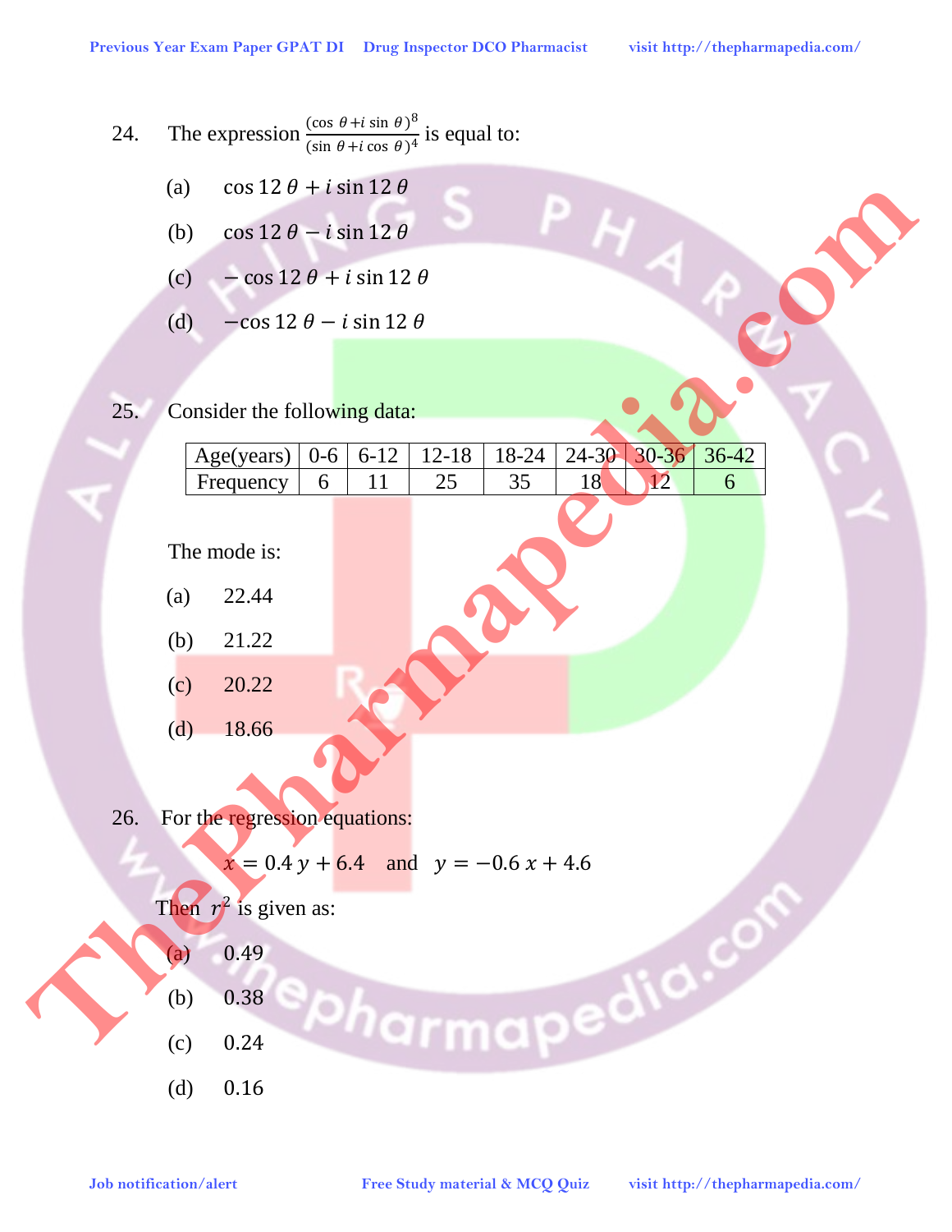24. The expression $\frac{(\cos\,\theta + i\,\sin\,\theta)^8}{(\sin\,\theta + i\cos\,\theta)^4}$ is equal to:

(a) $\cos 12\,\theta + i\sin 12\,\theta$

(b) $\cos 12\,\theta - i\sin 12\,\theta$

(c) $-\cos 12\,\theta + i\sin 12\,\theta$

(d) $-\cos 12\,\theta - i\sin 12\,\theta$

25. Consider the following data:

| Age(years) | 0-6 | 6-12 | 12-18 | 18-24 | 24-30 | 30-36 | 36-42 |
|---|---|---|---|---|---|---|---|
| Frequency | 6 | 11 | 25 | 35 | 18 | 12 | 6 |

The mode is:

(a) 22.44

(b) 21.22

(c) 20.22

(d) 18.66

26. For the regression equations:

$$x = 0.4\,y + 6.4 \quad \text{and} \quad y = -0.6\,x + 4.6$$

Then $r^2$ is given as:

(a) 0.49

(b) 0.38

(c) 0.24

(d) 0.16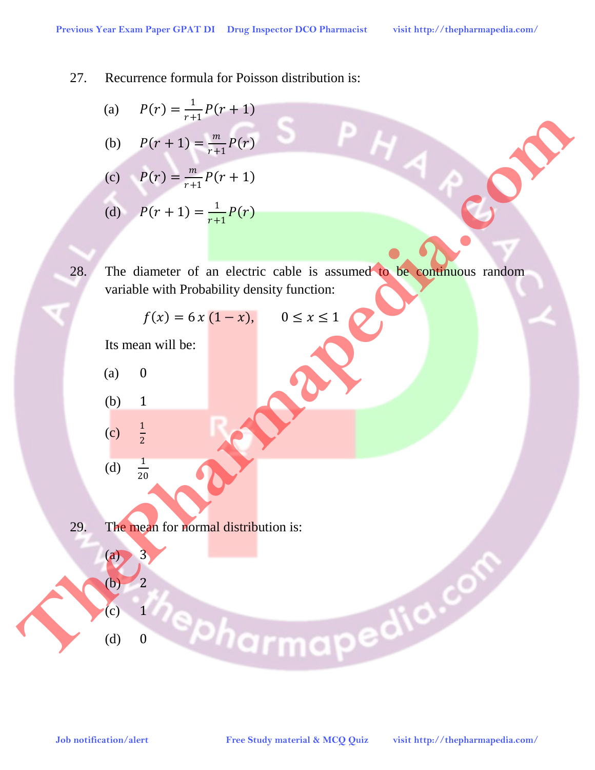27. Recurrence formula for Poisson distribution is:

(a) $P(r) = \frac{1}{r+1}P(r+1)$

(b) $P(r+1) = \frac{m}{r+1}P(r)$

(c) $P(r) = \frac{m}{r+1}P(r+1)$

(d) $P(r+1) = \frac{1}{r+1}P(r)$

28. The diameter of an electric cable is assumed to be continuous random variable with Probability density function:

$$f(x) = 6\,x\,(1-x), \qquad 0 \leq x \leq 1$$

Its mean will be:

(a) 0

(b) 1

(c) $\frac{1}{2}$

(d) $\frac{1}{20}$

29. The mean for normal distribution is:

(a) 3

(b) 2

(c) 1

(d) 0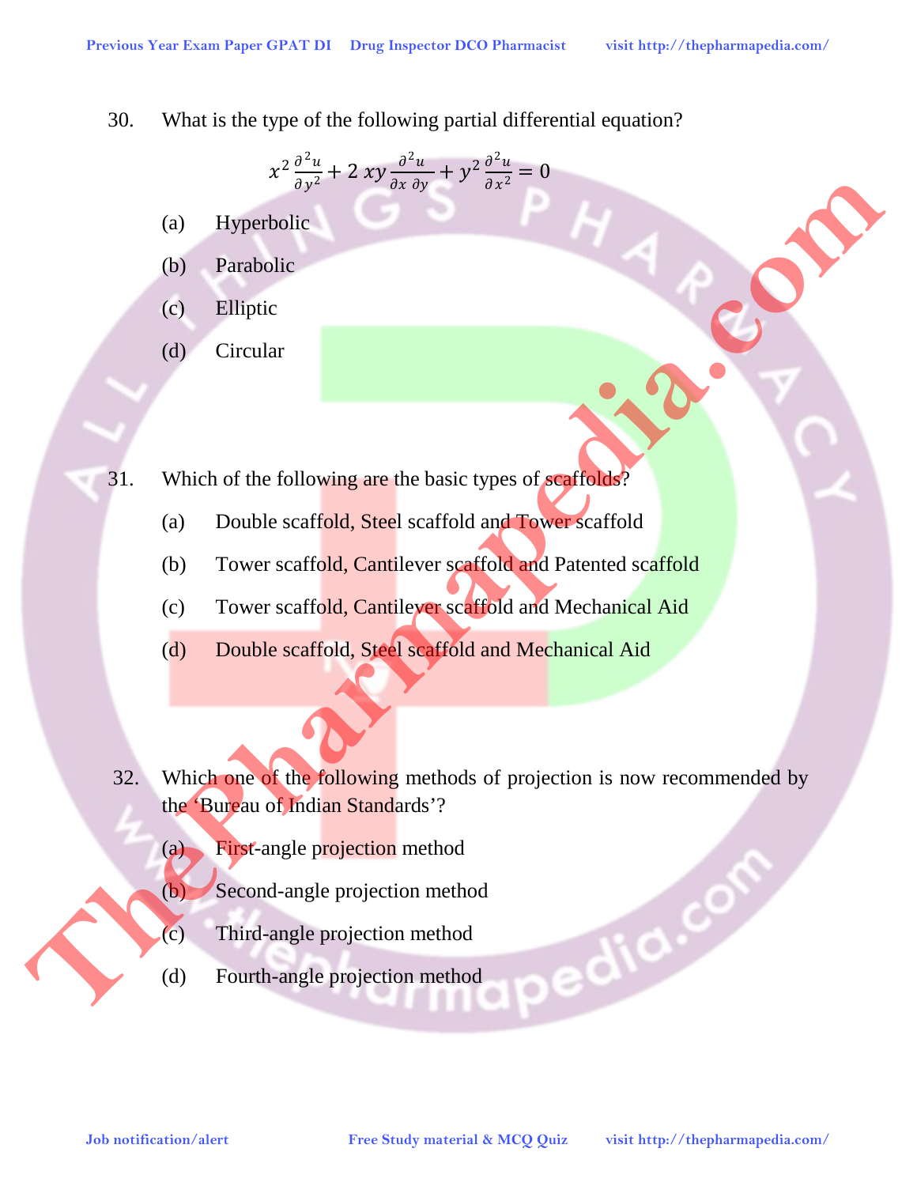30. What is the type of the following partial differential equation?

$$x^2 \frac{\partial^2 u}{\partial y^2} + 2\,xy \frac{\partial^2 u}{\partial x\,\partial y} + y^2 \frac{\partial^2 u}{\partial x^2} = 0$$

(a) Hyperbolic

(b) Parabolic

(c) Elliptic

(d) Circular

31. Which of the following are the basic types of scaffolds?

(a) Double scaffold, Steel scaffold and Tower scaffold

(b) Tower scaffold, Cantilever scaffold and Patented scaffold

(c) Tower scaffold, Cantilever scaffold and Mechanical Aid

(d) Double scaffold, Steel scaffold and Mechanical Aid

32. Which one of the following methods of projection is now recommended by the 'Bureau of Indian Standards'?

(a) First-angle projection method

(b) Second-angle projection method

(c) Third-angle projection method

(d) Fourth-angle projection method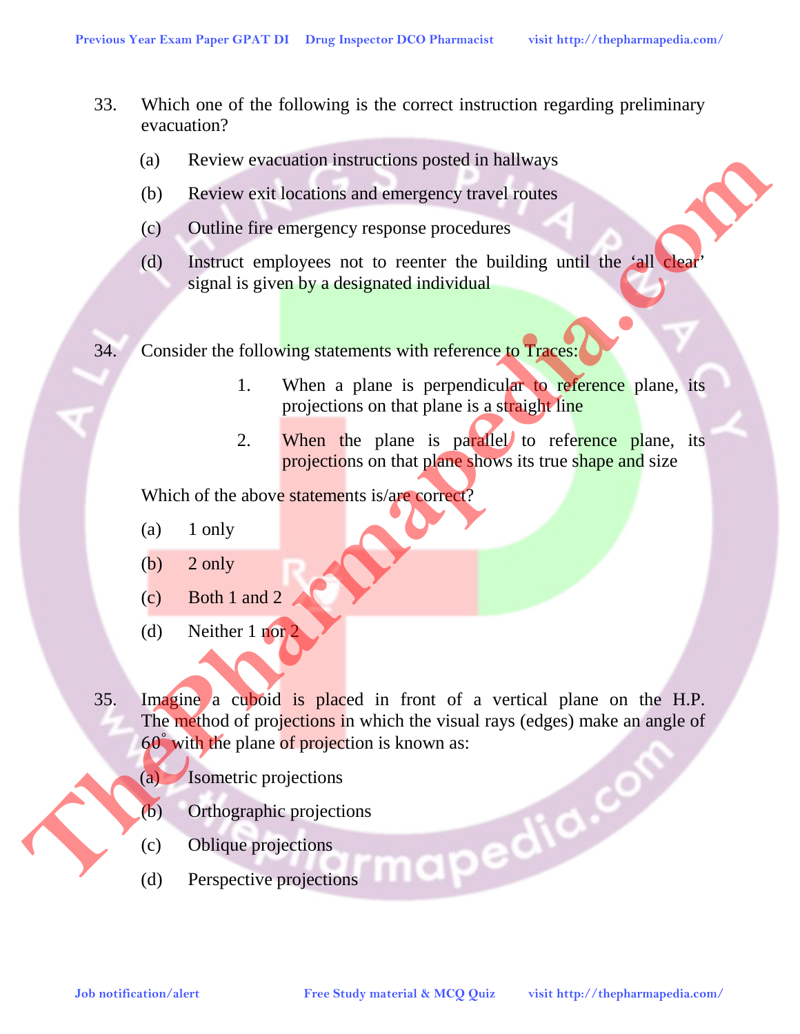33. Which one of the following is the correct instruction regarding preliminary evacuation?

(a) Review evacuation instructions posted in hallways

(b) Review exit locations and emergency travel routes

(c) Outline fire emergency response procedures

(d) Instruct employees not to reenter the building until the 'all clear' signal is given by a designated individual

34. Consider the following statements with reference to Traces:

1. When a plane is perpendicular to reference plane, its projections on that plane is a straight line

2. When the plane is parallel to reference plane, its projections on that plane shows its true shape and size

Which of the above statements is/are correct?

(a) 1 only

(b) 2 only

(c) Both 1 and 2

(d) Neither 1 nor 2

35. Imagine a cuboid is placed in front of a vertical plane on the H.P. The method of projections in which the visual rays (edges) make an angle of $60^{\circ}$ with the plane of projection is known as:

(a) Isometric projections

(b) Orthographic projections

(c) Oblique projections

(d) Perspective projections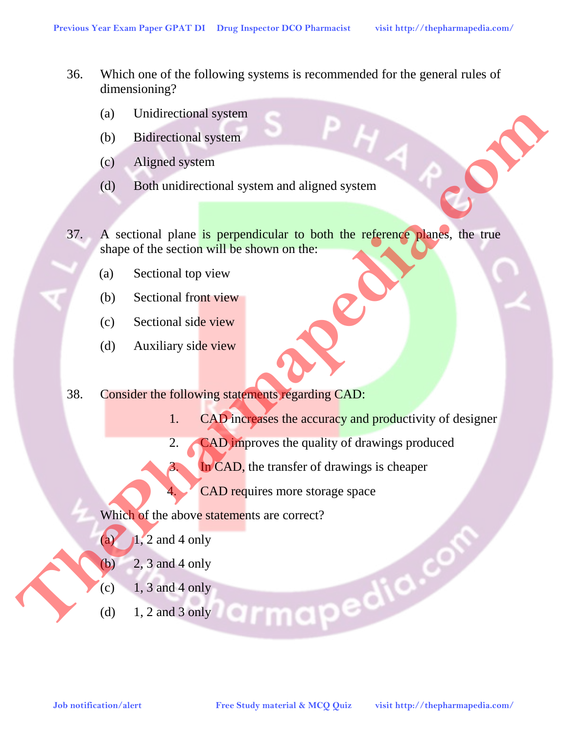36. Which one of the following systems is recommended for the general rules of dimensioning?

    (a) Unidirectional system

    (b) Bidirectional system

    (c) Aligned system

    (d) Both unidirectional system and aligned system

37. A sectional plane is perpendicular to both the reference planes, the true shape of the section will be shown on the:

    (a) Sectional top view

    (b) Sectional front view

    (c) Sectional side view

    (d) Auxiliary side view

38. Consider the following statements regarding CAD:

    1. CAD increases the accuracy and productivity of designer
    2. CAD improves the quality of drawings produced
    3. In CAD, the transfer of drawings is cheaper
    4. CAD requires more storage space

    Which of the above statements are correct?

    (a) 1, 2 and 4 only

    (b) 2, 3 and 4 only

    (c) 1, 3 and 4 only

    (d) 1, 2 and 3 only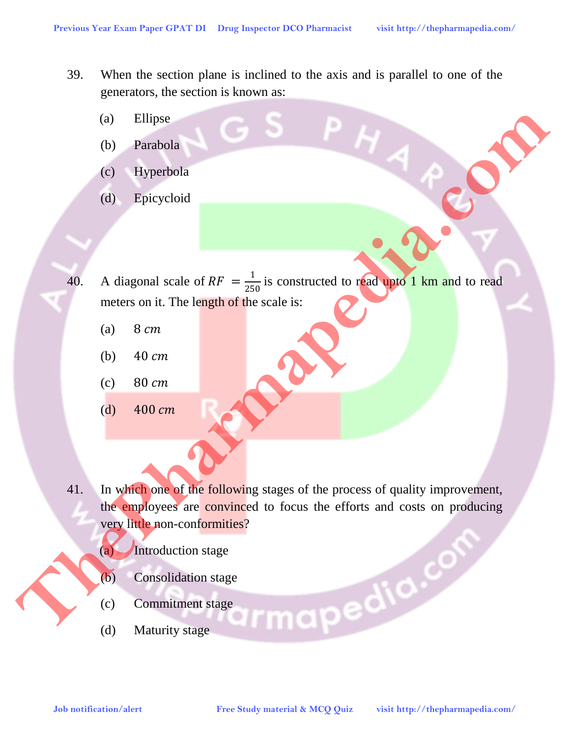39. When the section plane is inclined to the axis and is parallel to one of the generators, the section is known as:

   (a) Ellipse

   (b) Parabola

   (c) Hyperbola

   (d) Epicycloid

40. A diagonal scale of $RF = \frac{1}{250}$ is constructed to read upto 1 km and to read meters on it. The length of the scale is:

   (a) $8\ cm$

   (b) $40\ cm$

   (c) $80\ cm$

   (d) $400\ cm$

41. In which one of the following stages of the process of quality improvement, the employees are convinced to focus the efforts and costs on producing very little non-conformities?

   (a) Introduction stage

   (b) Consolidation stage

   (c) Commitment stage

   (d) Maturity stage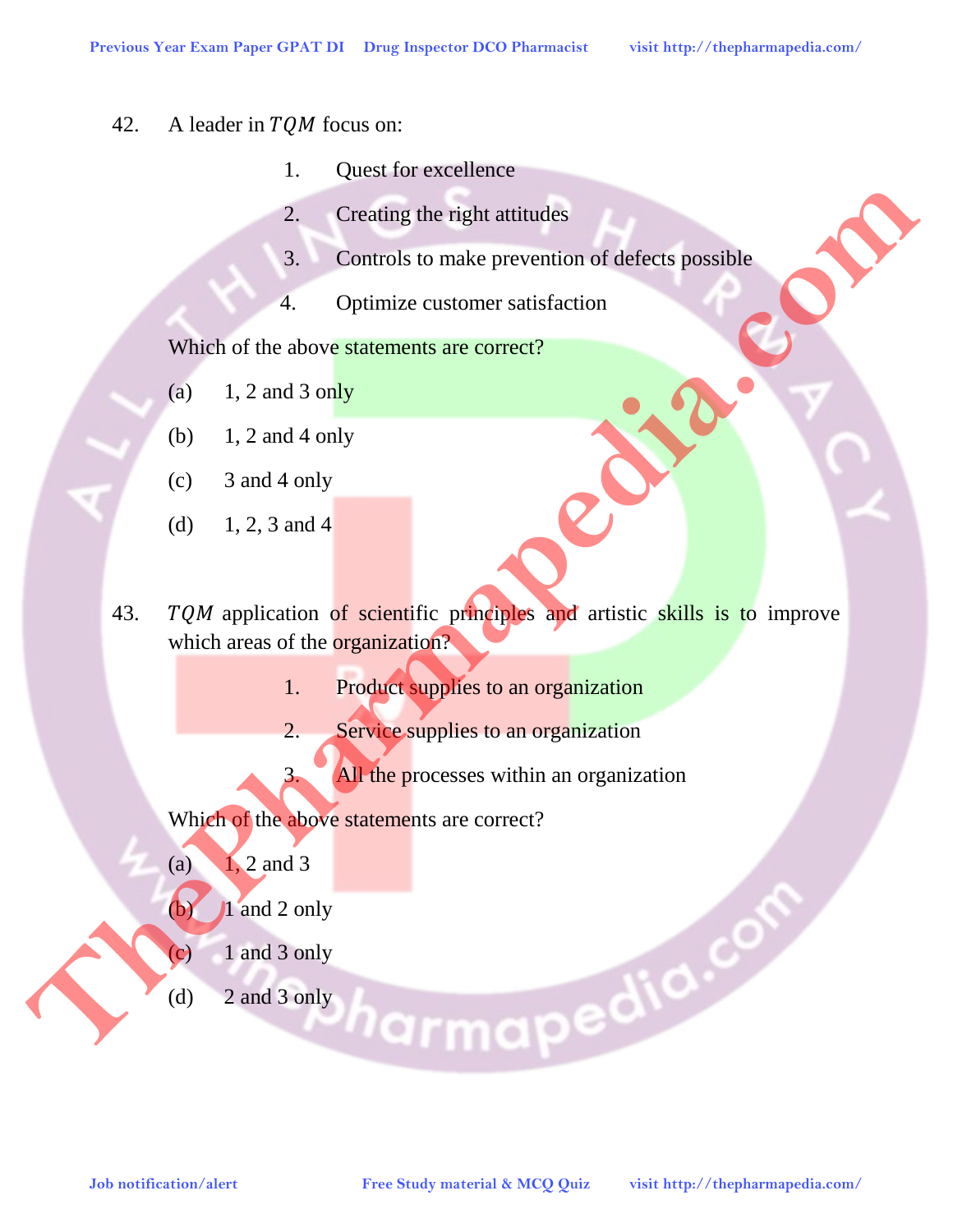42. A leader in $TQM$ focus on:

1. Quest for excellence
2. Creating the right attitudes
3. Controls to make prevention of defects possible
4. Optimize customer satisfaction

Which of the above statements are correct?

(a) 1, 2 and 3 only

(b) 1, 2 and 4 only

(c) 3 and 4 only

(d) 1, 2, 3 and 4

43. $TQM$ application of scientific principles and artistic skills is to improve which areas of the organization?

1. Product supplies to an organization
2. Service supplies to an organization
3. All the processes within an organization

Which of the above statements are correct?

(a) 1, 2 and 3

(b) 1 and 2 only

(c) 1 and 3 only

(d) 2 and 3 only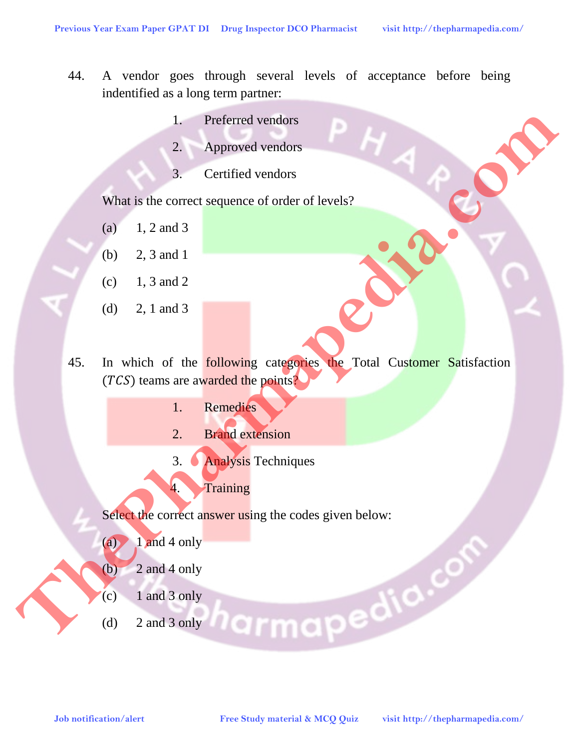44. A vendor goes through several levels of acceptance before being indentified as a long term partner:

    1. Preferred vendors
    2. Approved vendors
    3. Certified vendors

    What is the correct sequence of order of levels?

    (a) 1, 2 and 3

    (b) 2, 3 and 1

    (c) 1, 3 and 2

    (d) 2, 1 and 3

45. In which of the following categories the Total Customer Satisfaction ($TCS$) teams are awarded the points?

    1. Remedies
    2. Brand extension
    3. Analysis Techniques
    4. Training

    Select the correct answer using the codes given below:

    (a) 1 and 4 only

    (b) 2 and 4 only

    (c) 1 and 3 only

    (d) 2 and 3 only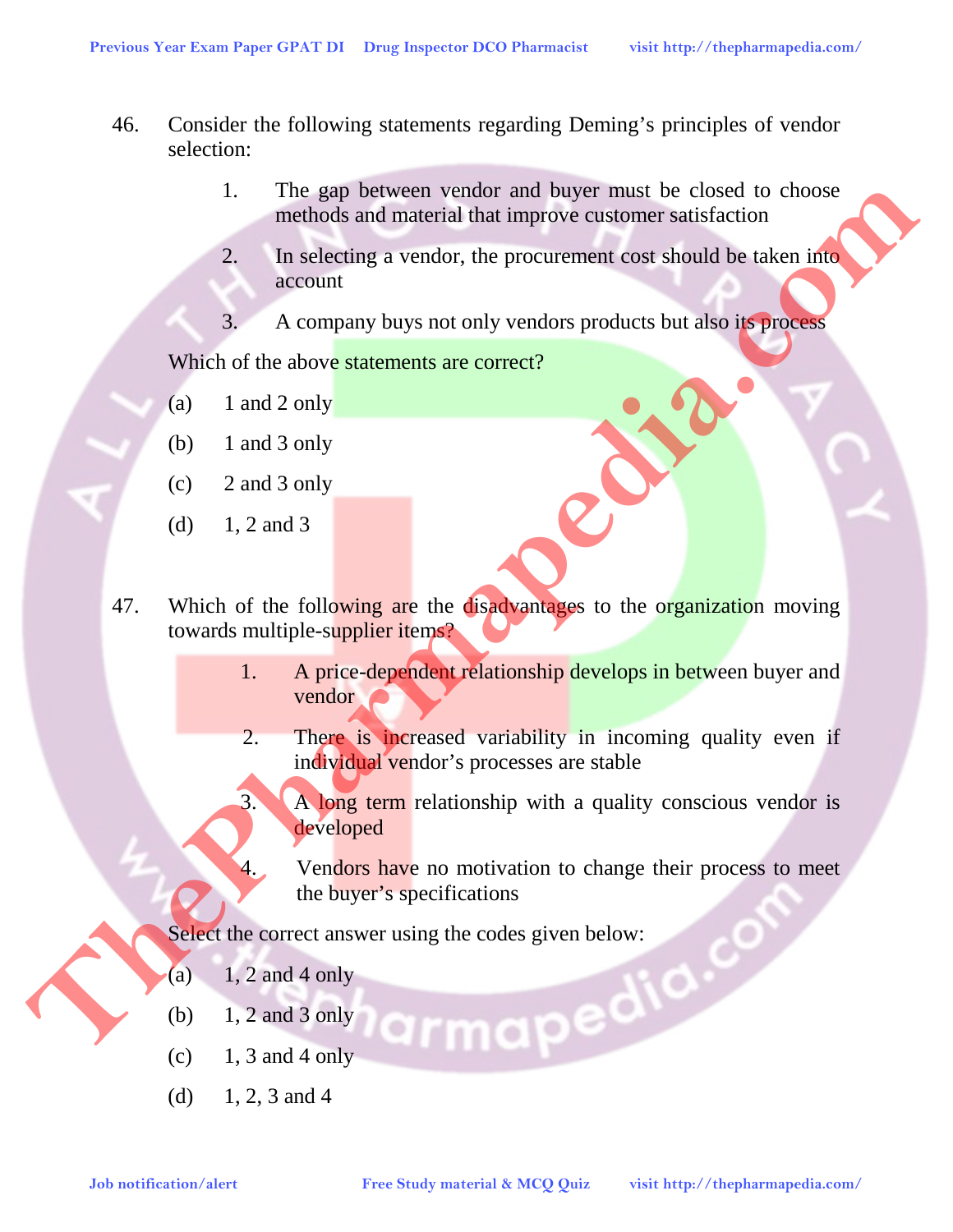46. Consider the following statements regarding Deming's principles of vendor selection:

    1. The gap between vendor and buyer must be closed to choose methods and material that improve customer satisfaction
    2. In selecting a vendor, the procurement cost should be taken into account
    3. A company buys not only vendors products but also its process

    Which of the above statements are correct?

    (a) 1 and 2 only

    (b) 1 and 3 only

    (c) 2 and 3 only

    (d) 1, 2 and 3

47. Which of the following are the disadvantages to the organization moving towards multiple-supplier items?

    1. A price-dependent relationship develops in between buyer and vendor
    2. There is increased variability in incoming quality even if individual vendor's processes are stable
    3. A long term relationship with a quality conscious vendor is developed
    4. Vendors have no motivation to change their process to meet the buyer's specifications

    Select the correct answer using the codes given below:

    (a) 1, 2 and 4 only

    (b) 1, 2 and 3 only

    (c) 1, 3 and 4 only

    (d) 1, 2, 3 and 4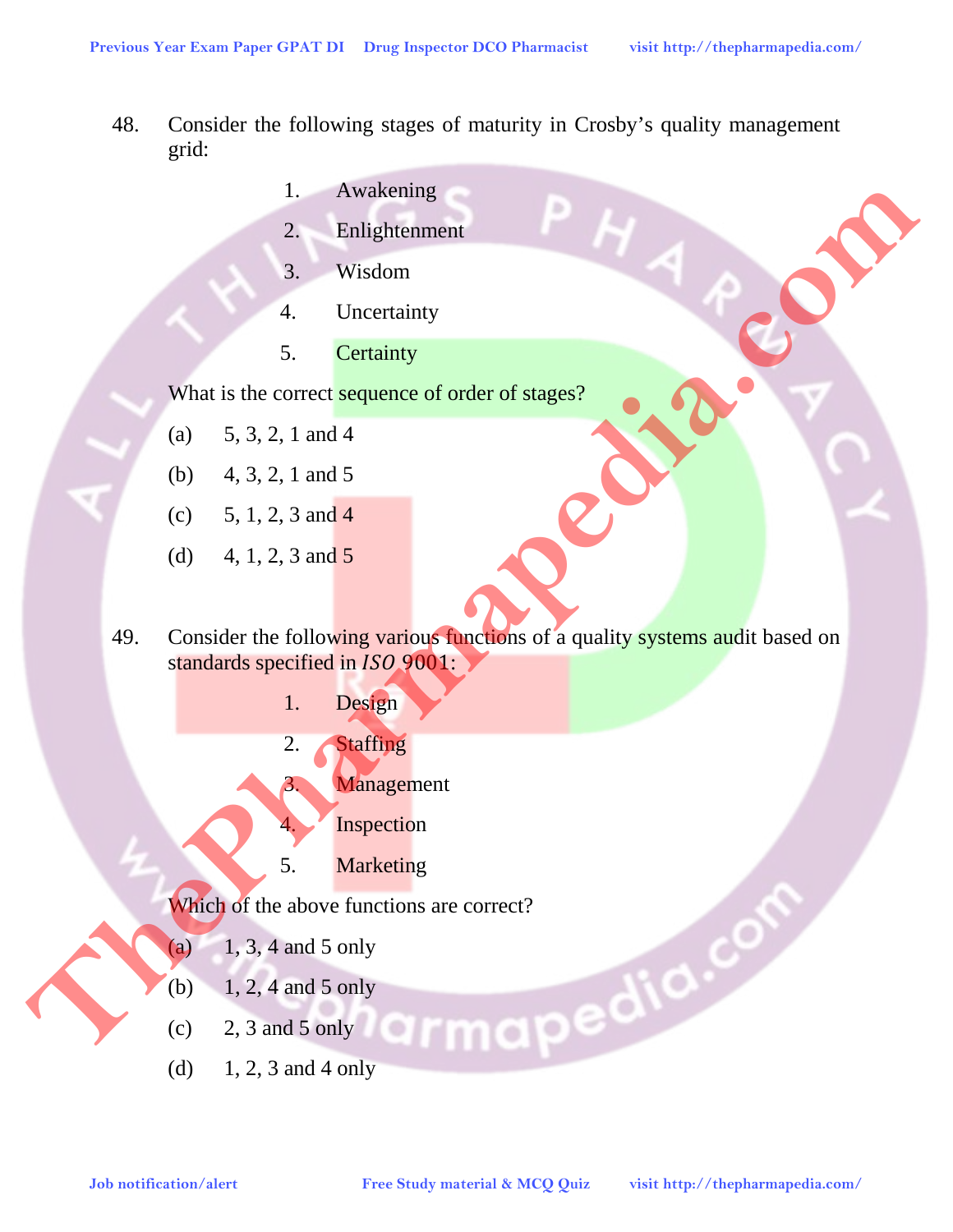48. Consider the following stages of maturity in Crosby's quality management grid:

1. Awakening
2. Enlightenment
3. Wisdom
4. Uncertainty
5. Certainty

What is the correct sequence of order of stages?

(a) 5, 3, 2, 1 and 4

(b) 4, 3, 2, 1 and 5

(c) 5, 1, 2, 3 and 4

(d) 4, 1, 2, 3 and 5

49. Consider the following various functions of a quality systems audit based on standards specified in *ISO* 9001:

1. Design
2. Staffing
3. Management
4. Inspection
5. Marketing

Which of the above functions are correct?

(a) 1, 3, 4 and 5 only

(b) 1, 2, 4 and 5 only

(c) 2, 3 and 5 only

(d) 1, 2, 3 and 4 only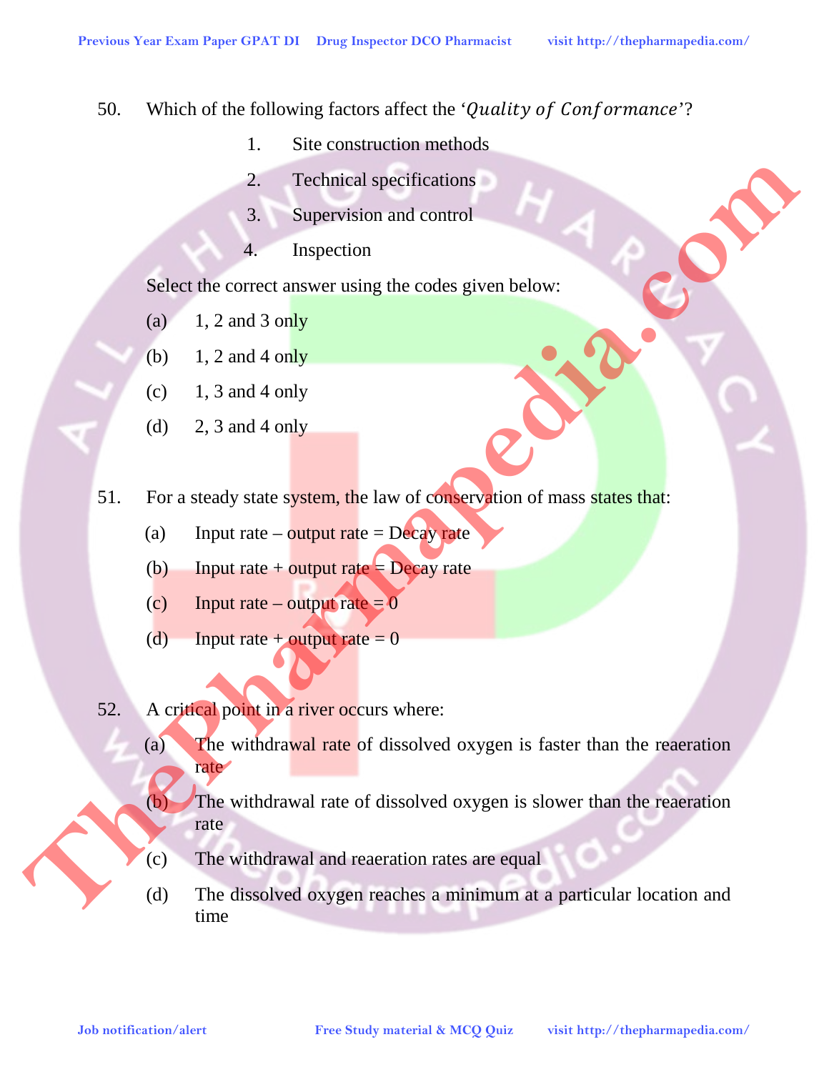50. Which of the following factors affect the '*Quality of Conformance*'?

1. Site construction methods
2. Technical specifications
3. Supervision and control
4. Inspection

Select the correct answer using the codes given below:

(a) 1, 2 and 3 only

(b) 1, 2 and 4 only

(c) 1, 3 and 4 only

(d) 2, 3 and 4 only

51. For a steady state system, the law of conservation of mass states that:

(a) Input rate – output rate = Decay rate

(b) Input rate + output rate = Decay rate

(c) Input rate – output rate = 0

(d) Input rate + output rate = 0

52. A critical point in a river occurs where:

(a) The withdrawal rate of dissolved oxygen is faster than the reaeration rate

(b) The withdrawal rate of dissolved oxygen is slower than the reaeration rate

(c) The withdrawal and reaeration rates are equal

(d) The dissolved oxygen reaches a minimum at a particular location and time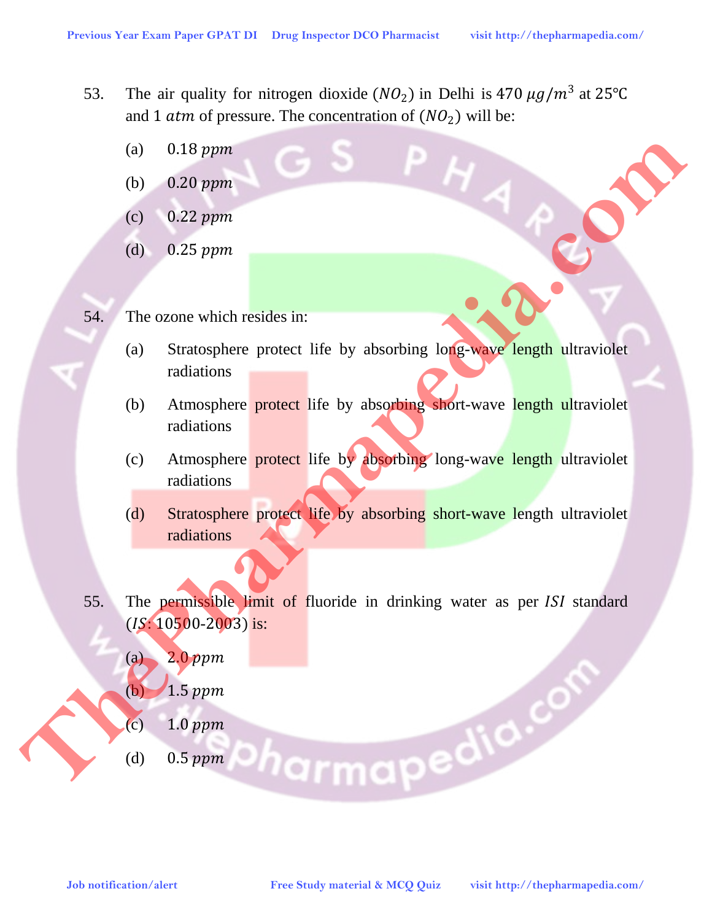53. The air quality for nitrogen dioxide ($NO_2$) in Delhi is 470 $\mu g/m^3$ at 25℃ and 1 $atm$ of pressure. The concentration of ($NO_2$) will be:

(a) 0.18 $ppm$

(b) 0.20 $ppm$

(c) 0.22 $ppm$

(d) 0.25 $ppm$

54. The ozone which resides in:

(a) Stratosphere protect life by absorbing long-wave length ultraviolet radiations

(b) Atmosphere protect life by absorbing short-wave length ultraviolet radiations

(c) Atmosphere protect life by absorbing long-wave length ultraviolet radiations

(d) Stratosphere protect life by absorbing short-wave length ultraviolet radiations

55. The permissible limit of fluoride in drinking water as per $ISI$ standard ($IS$: 10500-2003) is:

(a) 2.0 $ppm$

(b) 1.5 $ppm$

(c) 1.0 $ppm$

(d) 0.5 $ppm$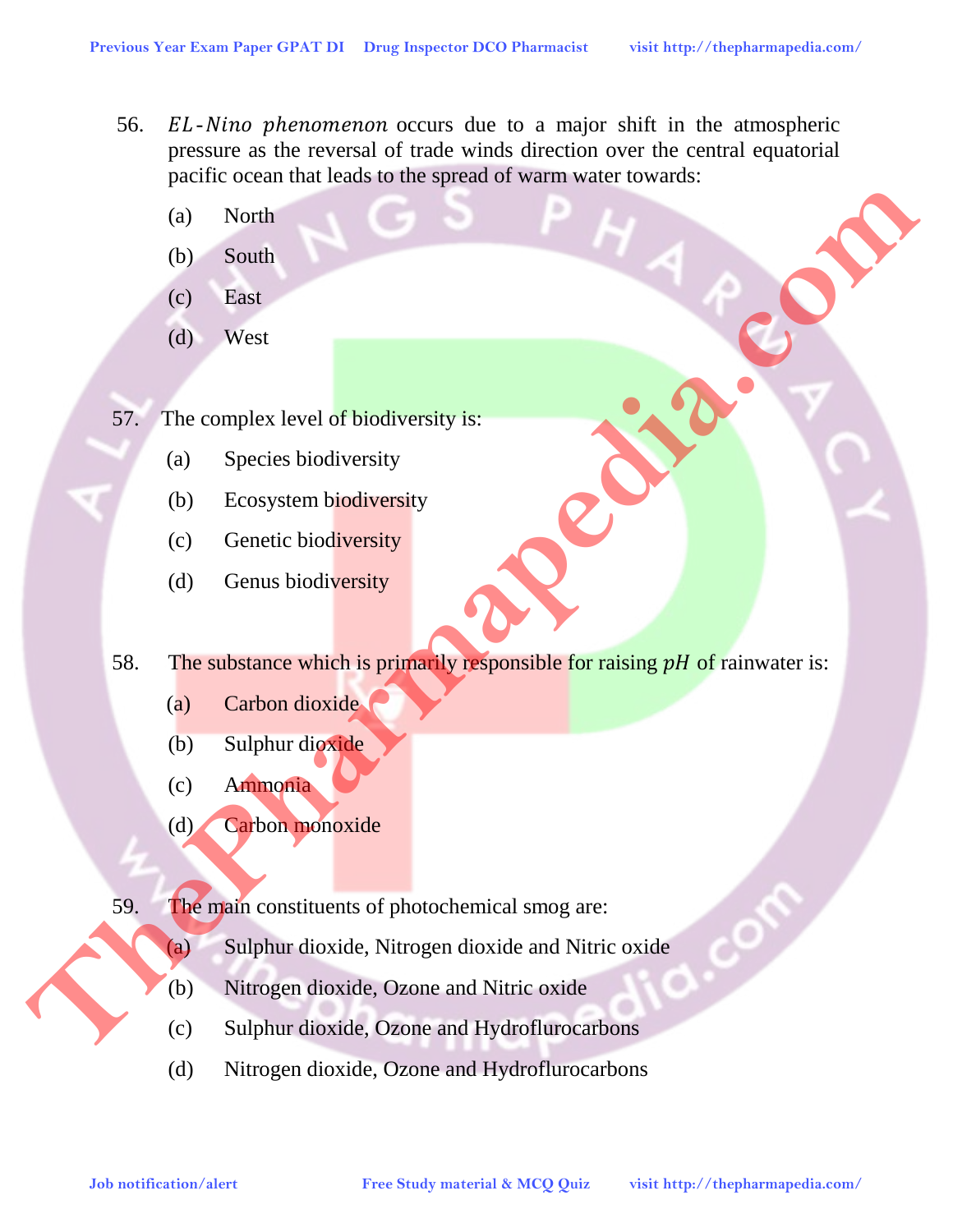56. *EL-Nino phenomenon* occurs due to a major shift in the atmospheric pressure as the reversal of trade winds direction over the central equatorial pacific ocean that leads to the spread of warm water towards:

    (a) North

    (b) South

    (c) East

    (d) West

57. The complex level of biodiversity is:

    (a) Species biodiversity

    (b) Ecosystem biodiversity

    (c) Genetic biodiversity

    (d) Genus biodiversity

58. The substance which is primarily responsible for raising $pH$ of rainwater is:

    (a) Carbon dioxide

    (b) Sulphur dioxide

    (c) Ammonia

    (d) Carbon monoxide

59. The main constituents of photochemical smog are:

    (a) Sulphur dioxide, Nitrogen dioxide and Nitric oxide

    (b) Nitrogen dioxide, Ozone and Nitric oxide

    (c) Sulphur dioxide, Ozone and Hydroflurocarbons

    (d) Nitrogen dioxide, Ozone and Hydroflurocarbons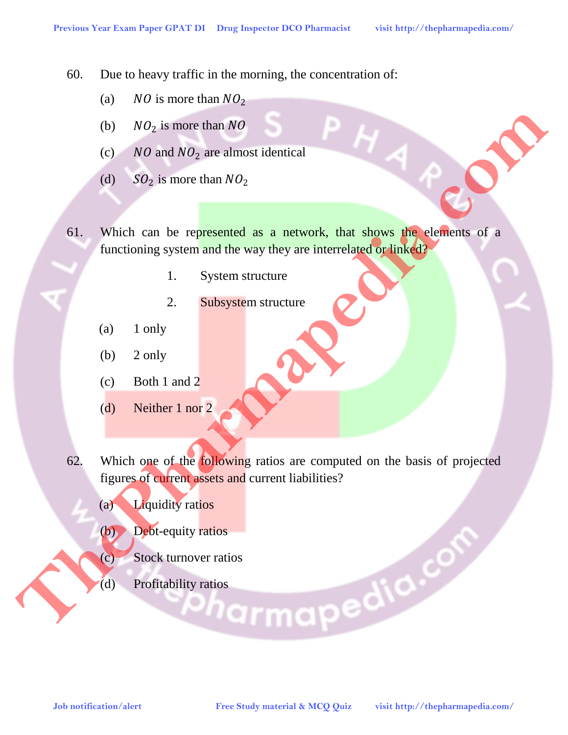60. Due to heavy traffic in the morning, the concentration of:

(a) $NO$ is more than $NO_2$

(b) $NO_2$ is more than $NO$

(c) $NO$ and $NO_2$ are almost identical

(d) $SO_2$ is more than $NO_2$

61. Which can be represented as a network, that shows the elements of a functioning system and the way they are interrelated or linked?

1. System structure
2. Subsystem structure

(a) 1 only

(b) 2 only

(c) Both 1 and 2

(d) Neither 1 nor 2

62. Which one of the following ratios are computed on the basis of projected figures of current assets and current liabilities?

(a) Liquidity ratios

(b) Debt-equity ratios

(c) Stock turnover ratios

(d) Profitability ratios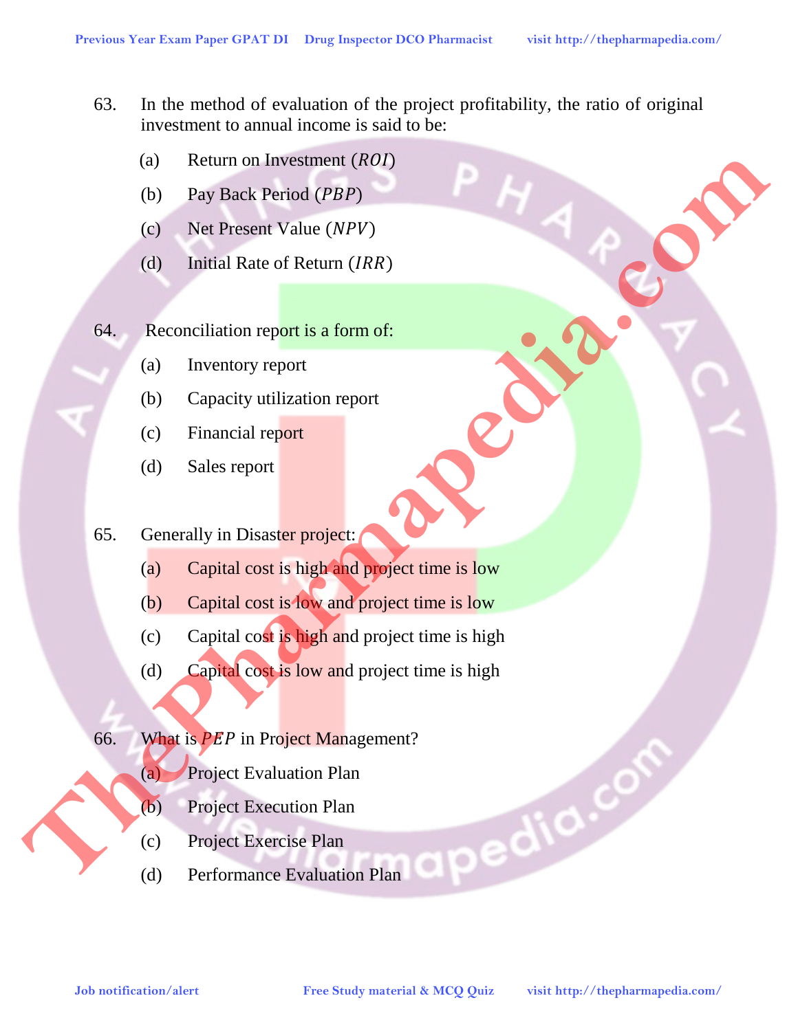63. In the method of evaluation of the project profitability, the ratio of original investment to annual income is said to be:

(a) Return on Investment ($ROI$)

(b) Pay Back Period ($PBP$)

(c) Net Present Value ($NPV$)

(d) Initial Rate of Return ($IRR$)

64. Reconciliation report is a form of:

(a) Inventory report

(b) Capacity utilization report

(c) Financial report

(d) Sales report

65. Generally in Disaster project:

(a) Capital cost is high and project time is low

(b) Capital cost is low and project time is low

(c) Capital cost is high and project time is high

(d) Capital cost is low and project time is high

66. What is $PEP$ in Project Management?

(a) Project Evaluation Plan

(b) Project Execution Plan

(c) Project Exercise Plan

(d) Performance Evaluation Plan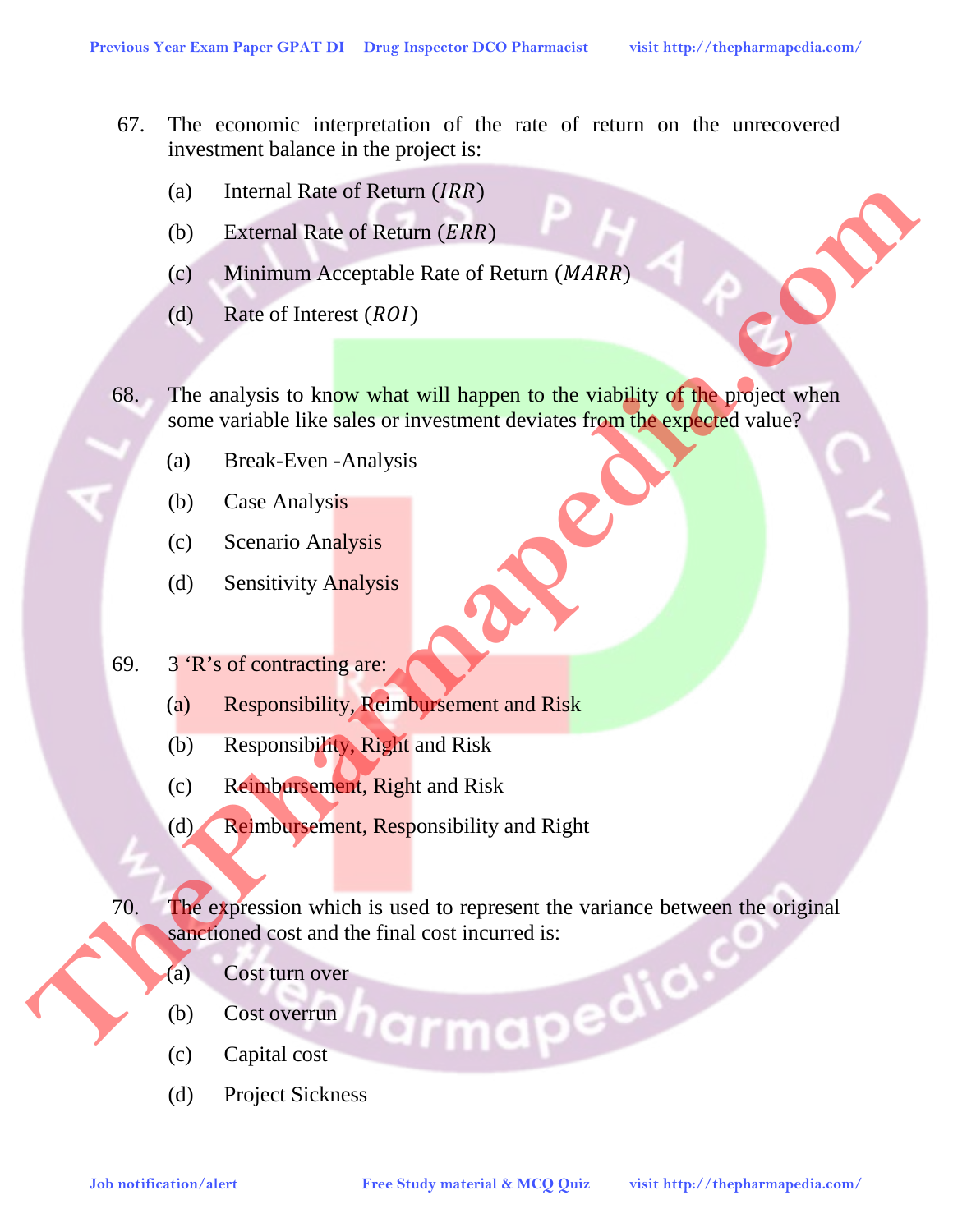67. The economic interpretation of the rate of return on the unrecovered investment balance in the project is:

    (a) Internal Rate of Return ($IRR$)

    (b) External Rate of Return ($ERR$)

    (c) Minimum Acceptable Rate of Return ($MARR$)

    (d) Rate of Interest ($ROI$)

68. The analysis to know what will happen to the viability of the project when some variable like sales or investment deviates from the expected value?

    (a) Break-Even -Analysis

    (b) Case Analysis

    (c) Scenario Analysis

    (d) Sensitivity Analysis

69. 3 'R's of contracting are:

    (a) Responsibility, Reimbursement and Risk

    (b) Responsibility, Right and Risk

    (c) Reimbursement, Right and Risk

    (d) Reimbursement, Responsibility and Right

70. The expression which is used to represent the variance between the original sanctioned cost and the final cost incurred is:

    (a) Cost turn over

    (b) Cost overrun

    (c) Capital cost

    (d) Project Sickness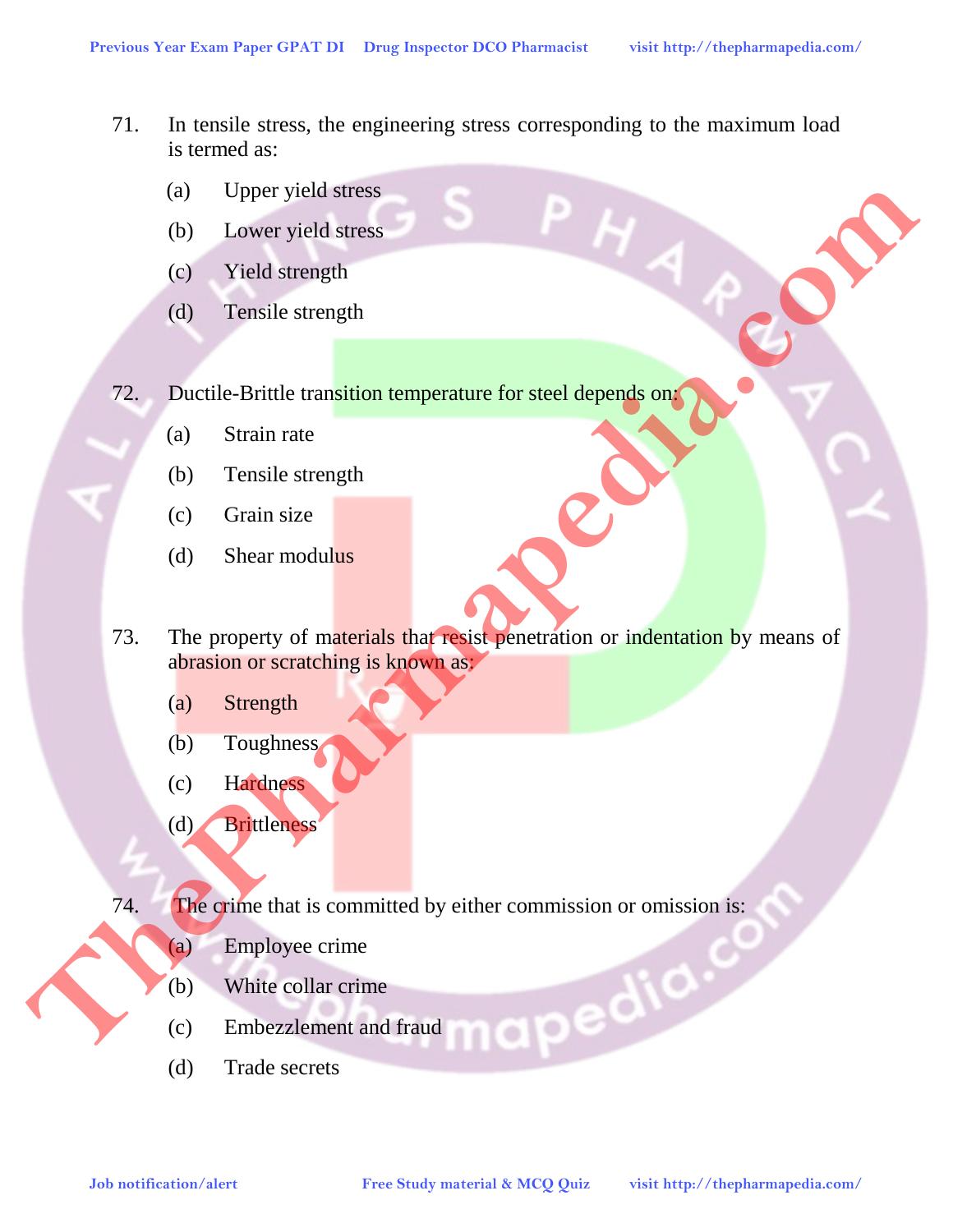71. In tensile stress, the engineering stress corresponding to the maximum load is termed as:

(a) Upper yield stress

(b) Lower yield stress

(c) Yield strength

(d) Tensile strength

72. Ductile-Brittle transition temperature for steel depends on:

(a) Strain rate

(b) Tensile strength

(c) Grain size

(d) Shear modulus

73. The property of materials that resist penetration or indentation by means of abrasion or scratching is known as:

(a) Strength

(b) Toughness

(c) Hardness

(d) Brittleness

74. The crime that is committed by either commission or omission is:

(a) Employee crime

(b) White collar crime

(c) Embezzlement and fraud

(d) Trade secrets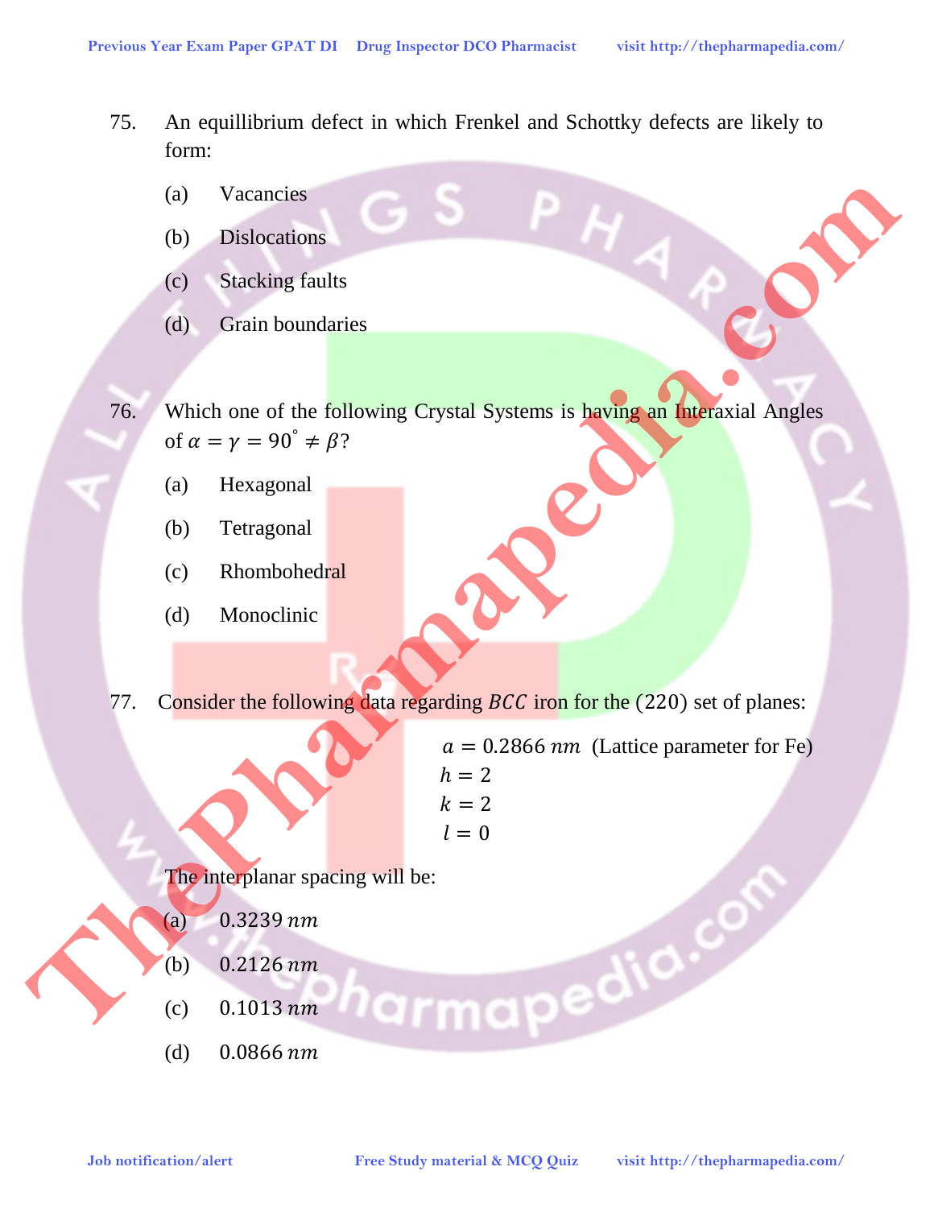75. An equillibrium defect in which Frenkel and Schottky defects are likely to form:

 (a) Vacancies

 (b) Dislocations

 (c) Stacking faults

 (d) Grain boundaries

76. Which one of the following Crystal Systems is having an Interaxial Angles of $\alpha = \gamma = 90^\circ \neq \beta$?

 (a) Hexagonal

 (b) Tetragonal

 (c) Rhombohedral

 (d) Monoclinic

77. Consider the following data regarding $BCC$ iron for the $(220)$ set of planes:

$a = 0.2866\ nm$ (Lattice parameter for Fe)
$h = 2$
$k = 2$
$l = 0$

 The interplanar spacing will be:

 (a) $0.3239\ nm$

 (b) $0.2126\ nm$

 (c) $0.1013\ nm$

 (d) $0.0866\ nm$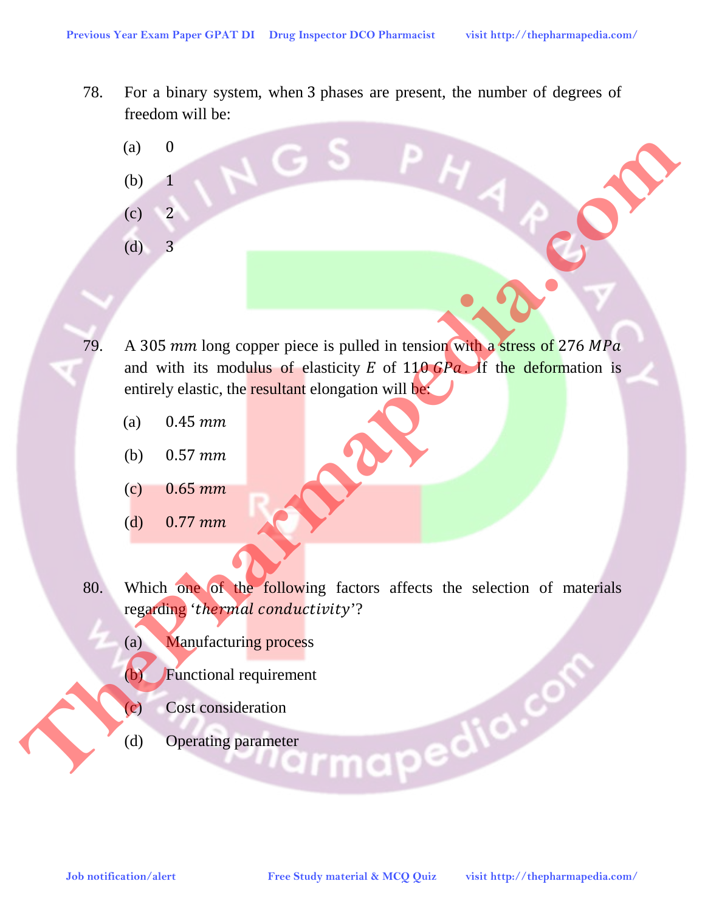78. For a binary system, when 3 phases are present, the number of degrees of freedom will be:

(a) 0

(b) 1

(c) 2

(d) 3

79. A 305 $mm$ long copper piece is pulled in tension with a stress of 276 $MPa$ and with its modulus of elasticity $E$ of 110 $GPa$. If the deformation is entirely elastic, the resultant elongation will be:

(a) 0.45 $mm$

(b) 0.57 $mm$

(c) 0.65 $mm$

(d) 0.77 $mm$

80. Which one of the following factors affects the selection of materials regarding '*thermal conductivity*'?

(a) Manufacturing process

(b) Functional requirement

(c) Cost consideration

(d) Operating parameter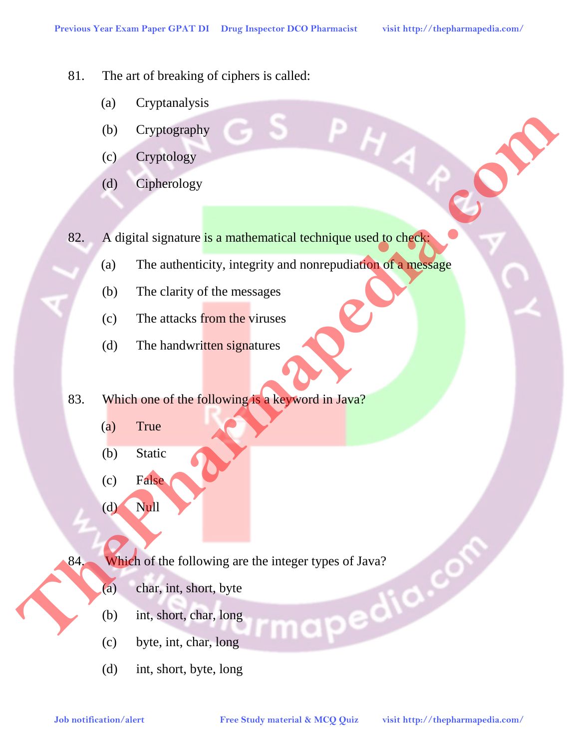81. The art of breaking of ciphers is called:

   (a) Cryptanalysis
   (b) Cryptography
   (c) Cryptology
   (d) Cipherology

82. A digital signature is a mathematical technique used to check:

   (a) The authenticity, integrity and nonrepudiation of a message
   (b) The clarity of the messages
   (c) The attacks from the viruses
   (d) The handwritten signatures

83. Which one of the following is a keyword in Java?

   (a) True
   (b) Static
   (c) False
   (d) Null

84. Which of the following are the integer types of Java?

   (a) char, int, short, byte
   (b) int, short, char, long
   (c) byte, int, char, long
   (d) int, short, byte, long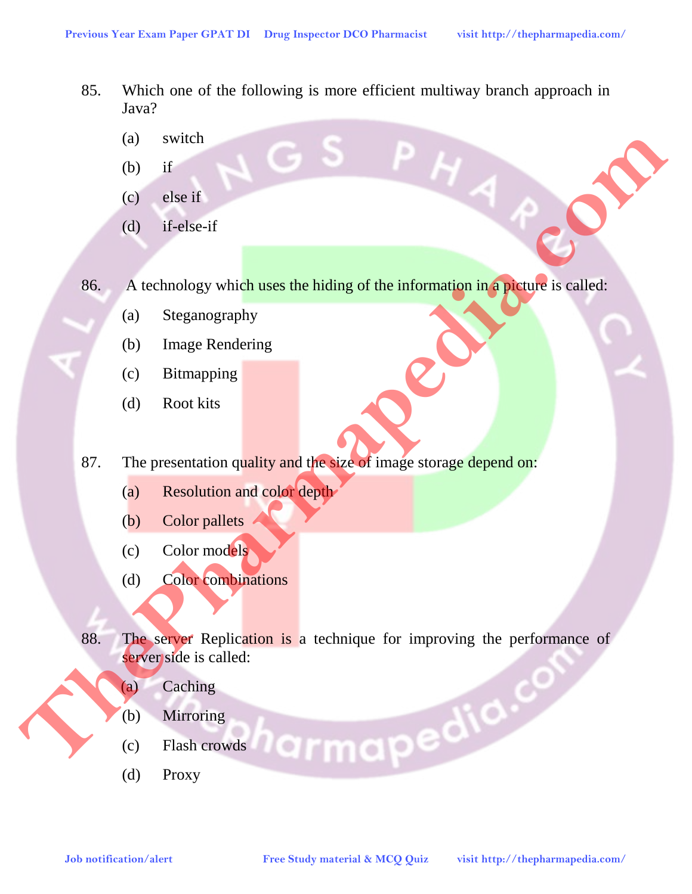85. Which one of the following is more efficient multiway branch approach in Java?

(a) switch

(b) if

(c) else if

(d) if-else-if

86. A technology which uses the hiding of the information in a picture is called:

(a) Steganography

(b) Image Rendering

(c) Bitmapping

(d) Root kits

87. The presentation quality and the size of image storage depend on:

(a) Resolution and color depth

(b) Color pallets

(c) Color models

(d) Color combinations

88. The server Replication is a technique for improving the performance of server side is called:

(a) Caching

(b) Mirroring

(c) Flash crowds

(d) Proxy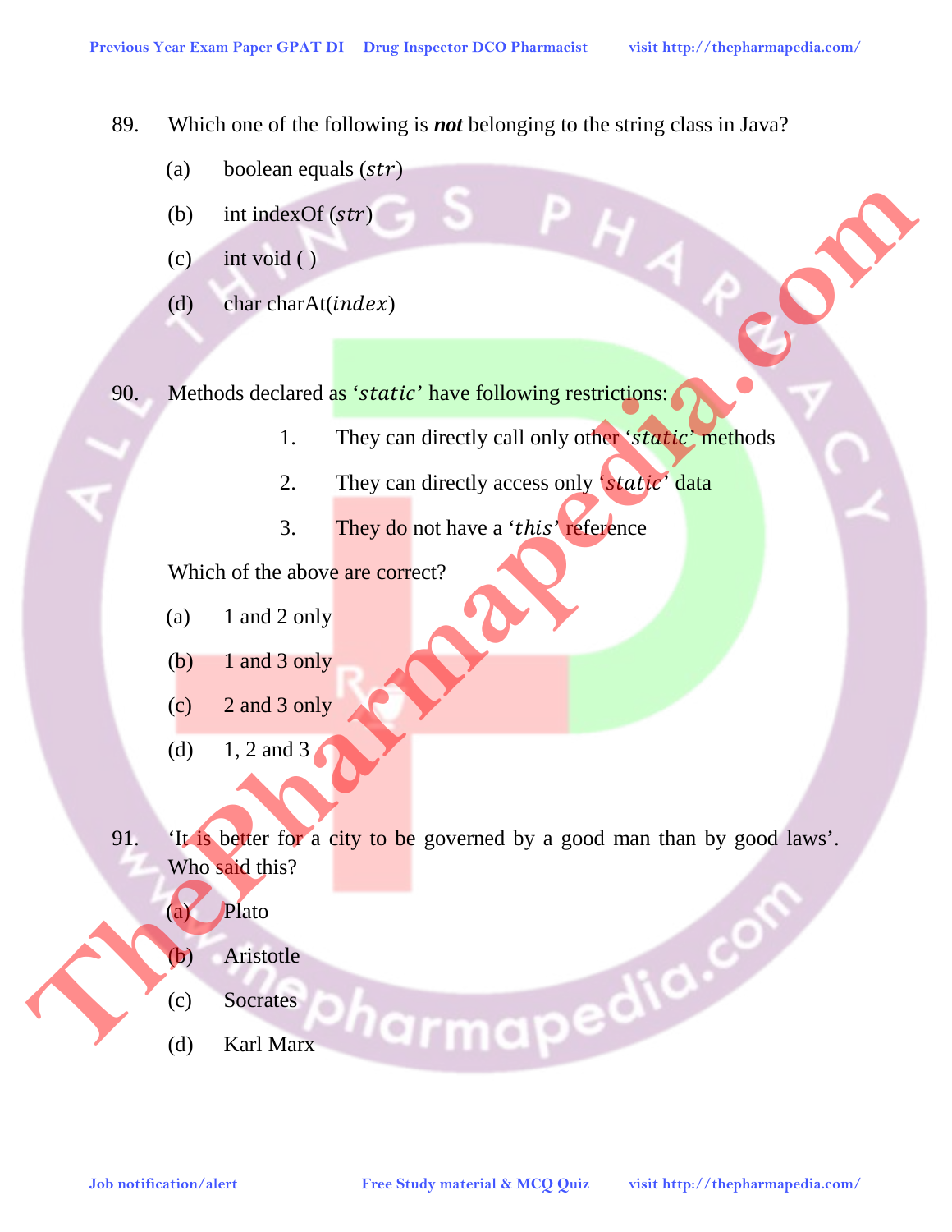89. Which one of the following is ***not*** belonging to the string class in Java?

(a) boolean equals ($str$)

(b) int indexOf ($str$)

(c) int void ( )

(d) char charAt($index$)

90. Methods declared as '$static$' have following restrictions:

1. They can directly call only other '$static$' methods
2. They can directly access only '$static$' data
3. They do not have a '$this$' reference

Which of the above are correct?

(a) 1 and 2 only

(b) 1 and 3 only

(c) 2 and 3 only

(d) 1, 2 and 3

91. 'It is better for a city to be governed by a good man than by good laws'. Who said this?

(a) Plato

(b) Aristotle

(c) Socrates

(d) Karl Marx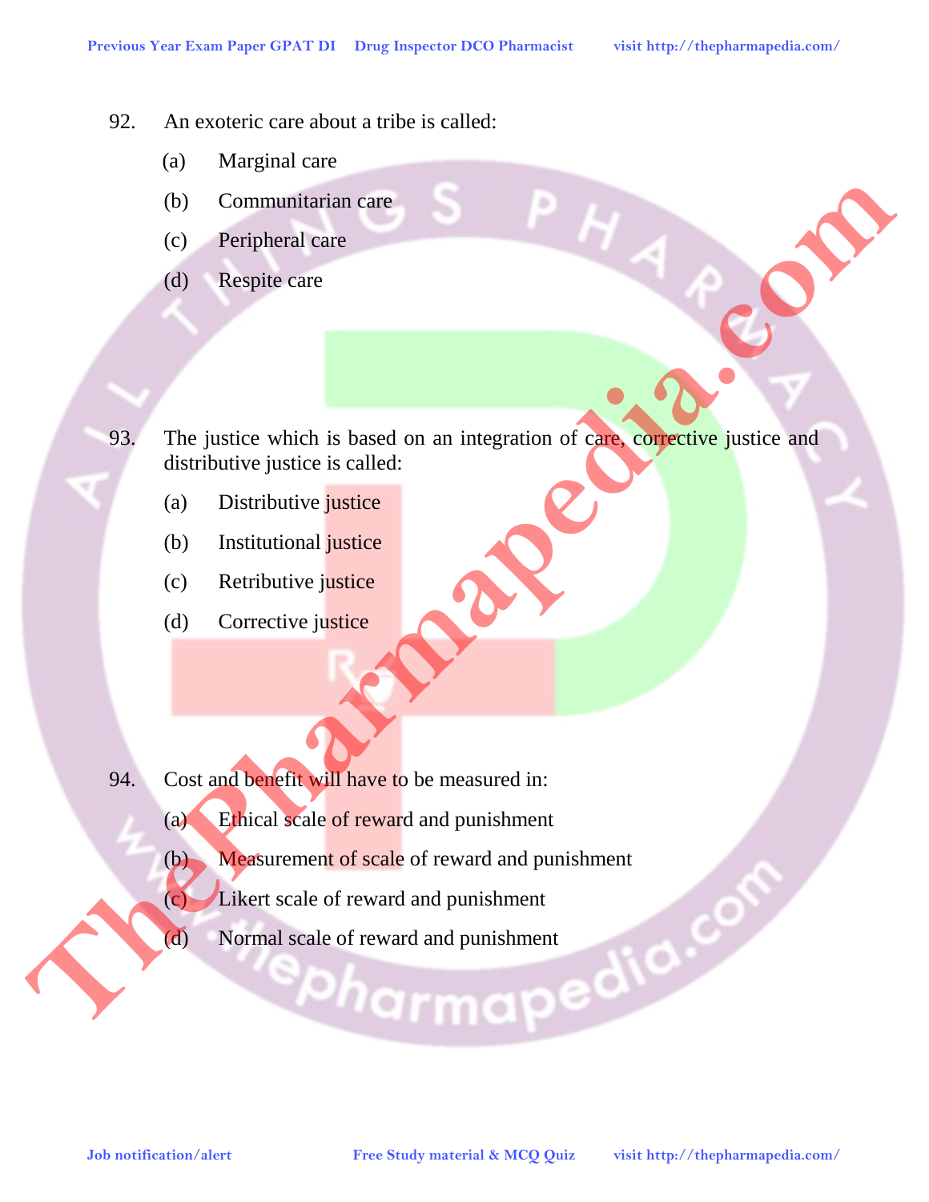92. An exoteric care about a tribe is called:

   (a) Marginal care

   (b) Communitarian care

   (c) Peripheral care

   (d) Respite care

93. The justice which is based on an integration of care, corrective justice and distributive justice is called:

   (a) Distributive justice

   (b) Institutional justice

   (c) Retributive justice

   (d) Corrective justice

94. Cost and benefit will have to be measured in:

   (a) Ethical scale of reward and punishment

   (b) Measurement of scale of reward and punishment

   (c) Likert scale of reward and punishment

   (d) Normal scale of reward and punishment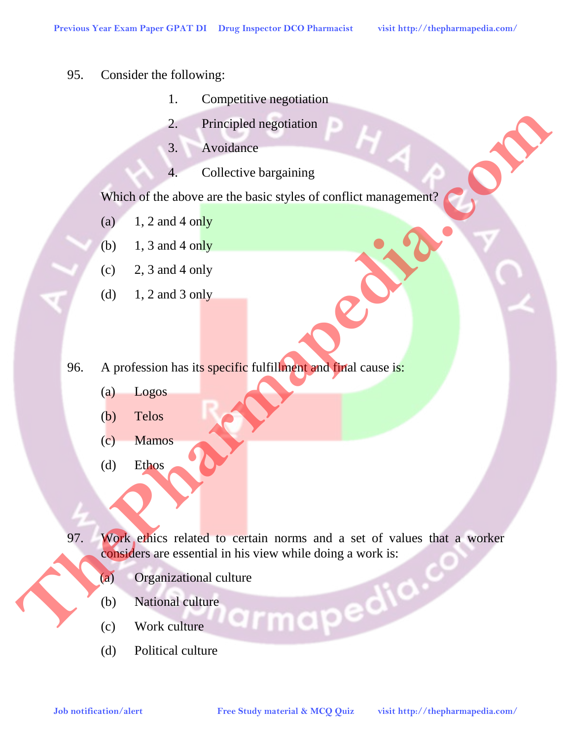95. Consider the following:

1. Competitive negotiation
2. Principled negotiation
3. Avoidance
4. Collective bargaining

Which of the above are the basic styles of conflict management?

(a) 1, 2 and 4 only

(b) 1, 3 and 4 only

(c) 2, 3 and 4 only

(d) 1, 2 and 3 only

96. A profession has its specific fulfillment and final cause is:

(a) Logos

(b) Telos

(c) Mamos

(d) Ethos

97. Work ethics related to certain norms and a set of values that a worker considers are essential in his view while doing a work is:

(a) Organizational culture

(b) National culture

(c) Work culture

(d) Political culture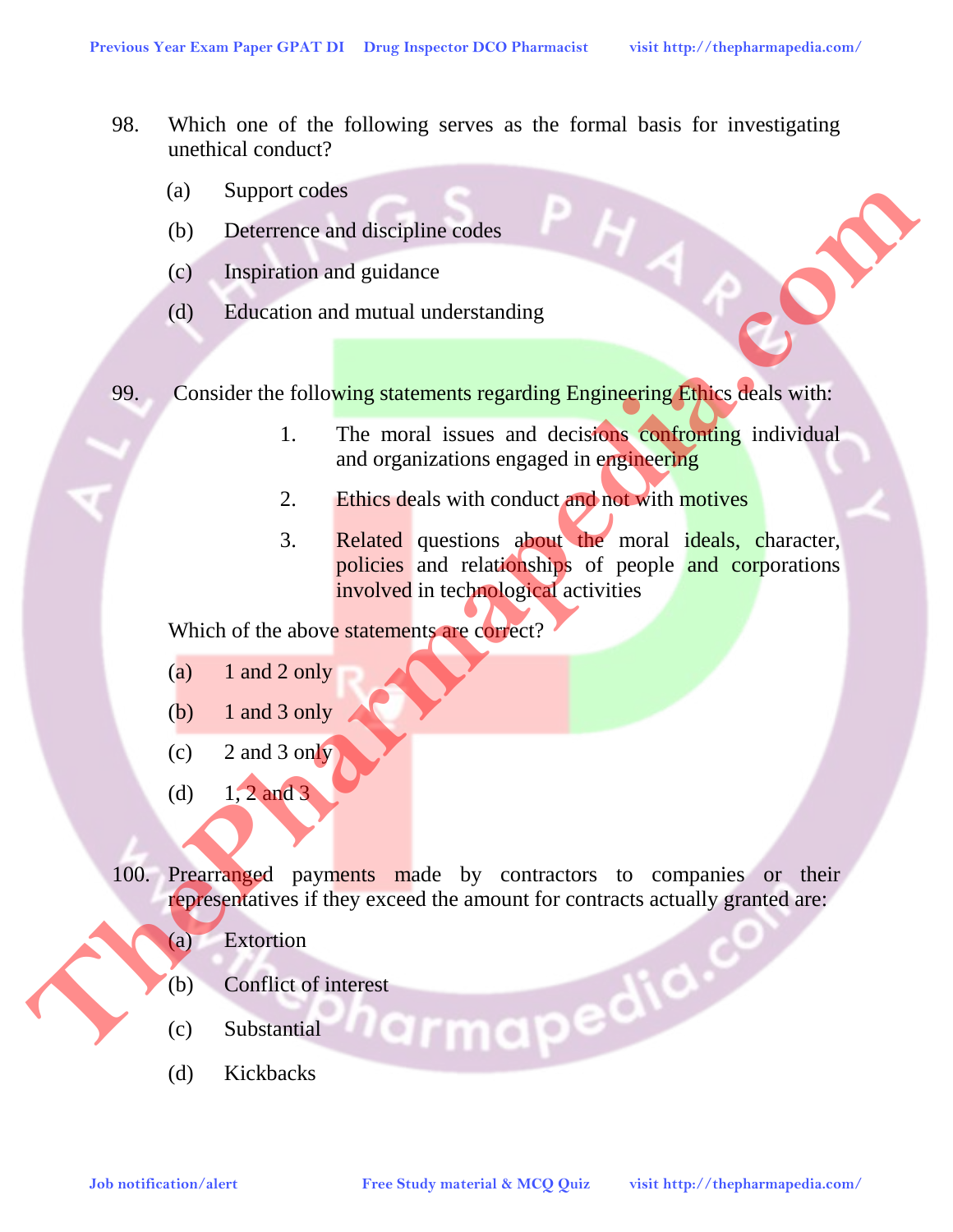98. Which one of the following serves as the formal basis for investigating unethical conduct?

(a) Support codes

(b) Deterrence and discipline codes

(c) Inspiration and guidance

(d) Education and mutual understanding

99. Consider the following statements regarding Engineering Ethics deals with:

1. The moral issues and decisions confronting individual and organizations engaged in engineering
2. Ethics deals with conduct and not with motives
3. Related questions about the moral ideals, character, policies and relationships of people and corporations involved in technological activities

Which of the above statements are correct?

(a) 1 and 2 only

(b) 1 and 3 only

(c) 2 and 3 only

(d) 1, 2 and 3

100. Prearranged payments made by contractors to companies or their representatives if they exceed the amount for contracts actually granted are:

(a) Extortion

(b) Conflict of interest

(c) Substantial

(d) Kickbacks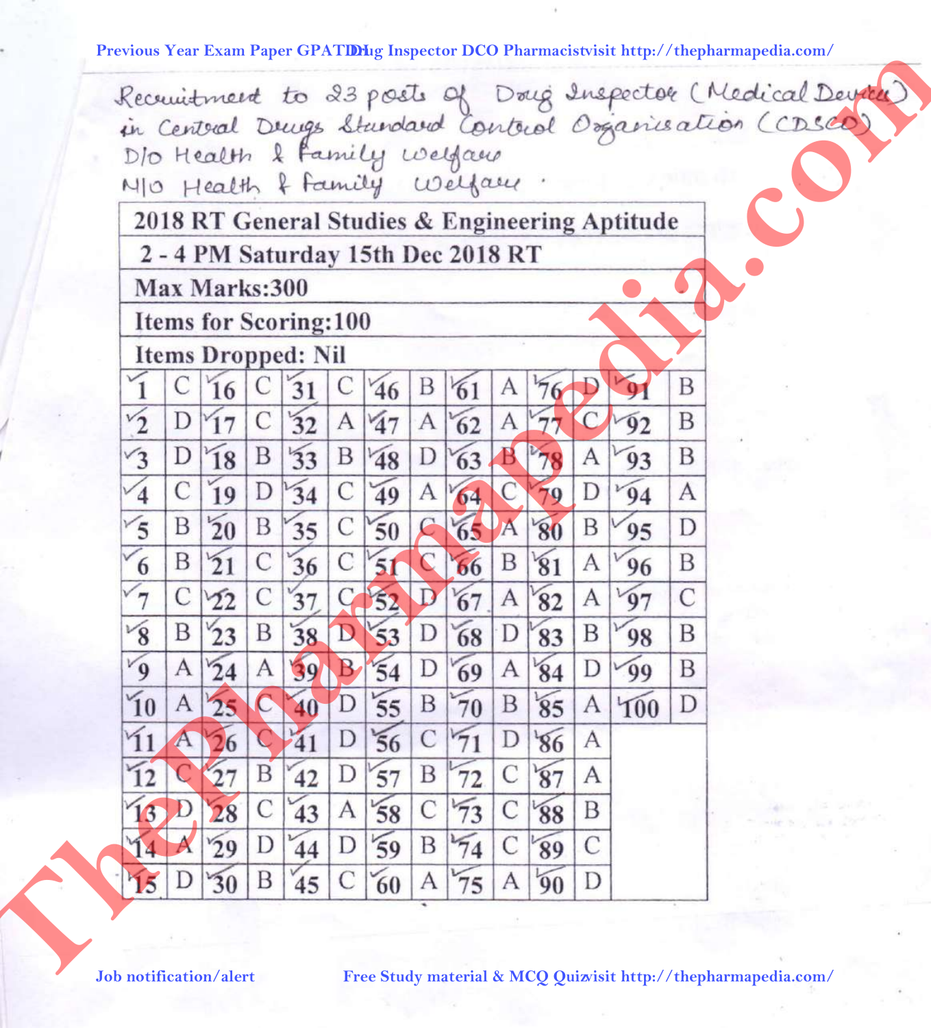Recruitment to 23 posts of Drug Inspector (Medical Devices) in Central Drugs Standard Control Organisation (CDSCO)
D/o Health & Family Welfare
M/o Health & Family Welfare.

**2018 RT General Studies & Engineering Aptitude**

**2 - 4 PM Saturday 15th Dec 2018 RT**

**Max Marks:300**

**Items for Scoring:100**

**Items Dropped: Nil**

| | | | | | | | | | | | | | |
|---|---|---|---|---|---|---|---|---|---|---|---|---|---|
| 1 | C | 16 | C | 31 | C | 46 | B | 61 | A | 76 | D | 91 | B |
| 2 | D | 17 | C | 32 | A | 47 | A | 62 | A | 77 | C | 92 | B |
| 3 | D | 18 | B | 33 | B | 48 | D | 63 | B | 78 | A | 93 | B |
| 4 | C | 19 | D | 34 | C | 49 | A | 64 | C | 79 | D | 94 | A |
| 5 | B | 20 | B | 35 | C | 50 | C | 65 | A | 80 | B | 95 | D |
| 6 | B | 21 | C | 36 | C | 51 | C | 66 | B | 81 | A | 96 | B |
| 7 | C | 22 | C | 37 | C | 52 | D | 67 | A | 82 | A | 97 | C |
| 8 | B | 23 | B | 38 | D | 53 | D | 68 | D | 83 | B | 98 | B |
| 9 | A | 24 | A | 39 | B | 54 | D | 69 | A | 84 | D | 99 | B |
| 10 | A | 25 | C | 40 | D | 55 | B | 70 | B | 85 | A | 100 | D |
| 11 | A | 26 | C | 41 | D | 56 | C | 71 | D | 86 | A | | |
| 12 | C | 27 | B | 42 | D | 57 | B | 72 | C | 87 | A | | |
| 13 | D | 28 | C | 43 | A | 58 | C | 73 | C | 88 | B | | |
| 14 | A | 29 | D | 44 | D | 59 | B | 74 | C | 89 | C | | |
| 15 | D | 30 | B | 45 | C | 60 | A | 75 | A | 90 | D | | |